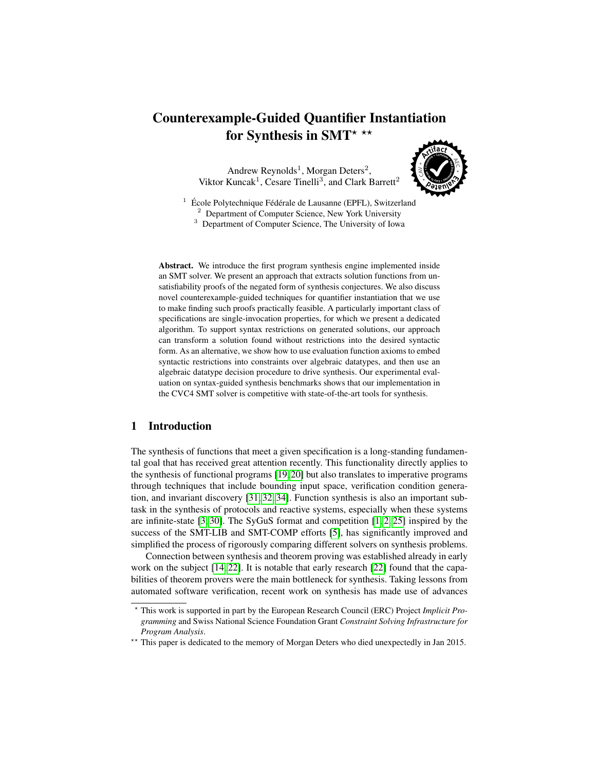# Counterexample-Guided Quantifier Instantiation for Synthesis in SMT[⋆] [⋆⋆]

Andrew Reynolds[1], Morgan Deters[2], Viktor Kuncak[1], Cesare Tinelli[3], and Clark Barrett[2]

[1] École Polytechnique Fédérale de Lausanne (EPFL), Switzerland
[2] Department of Computer Science, New York University
[3] Department of Computer Science, The University of Iowa

**Abstract.** We introduce the first program synthesis engine implemented inside an SMT solver. We present an approach that extracts solution functions from unsatisfiability proofs of the negated form of synthesis conjectures. We also discuss novel counterexample-guided techniques for quantifier instantiation that we use to make finding such proofs practically feasible. A particularly important class of specifications are single-invocation properties, for which we present a dedicated algorithm. To support syntax restrictions on generated solutions, our approach can transform a solution found without restrictions into the desired syntactic form. As an alternative, we show how to use evaluation function axioms to embed syntactic restrictions into constraints over algebraic datatypes, and then use an algebraic datatype decision procedure to drive synthesis. Our experimental evaluation on syntax-guided synthesis benchmarks shows that our implementation in the CVC4 SMT solver is competitive with state-of-the-art tools for synthesis.

## 1 Introduction

The synthesis of functions that meet a given specification is a long-standing fundamental goal that has received great attention recently. This functionality directly applies to the synthesis of functional programs [19,20] but also translates to imperative programs through techniques that include bounding input space, verification condition generation, and invariant discovery [31,32,34]. Function synthesis is also an important subtask in the synthesis of protocols and reactive systems, especially when these systems are infinite-state [3,30]. The SyGuS format and competition [1,2,25] inspired by the success of the SMT-LIB and SMT-COMP efforts [5], has significantly improved and simplified the process of rigorously comparing different solvers on synthesis problems.

Connection between synthesis and theorem proving was established already in early work on the subject [14,22]. It is notable that early research [22] found that the capabilities of theorem provers were the main bottleneck for synthesis. Taking lessons from automated software verification, recent work on synthesis has made use of advances

---

[⋆] This work is supported in part by the European Research Council (ERC) Project *Implicit Programming* and Swiss National Science Foundation Grant *Constraint Solving Infrastructure for Program Analysis*.

[⋆⋆] This paper is dedicated to the memory of Morgan Deters who died unexpectedly in Jan 2015.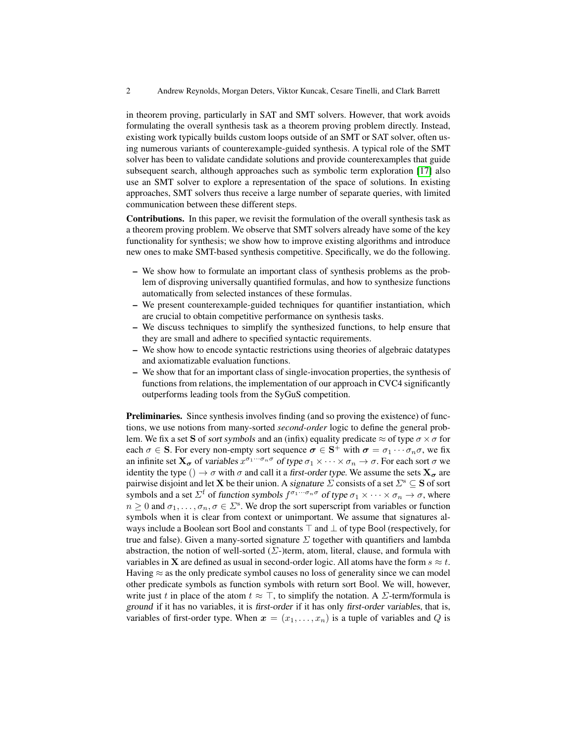in theorem proving, particularly in SAT and SMT solvers. However, that work avoids formulating the overall synthesis task as a theorem proving problem directly. Instead, existing work typically builds custom loops outside of an SMT or SAT solver, often using numerous variants of counterexample-guided synthesis. A typical role of the SMT solver has been to validate candidate solutions and provide counterexamples that guide subsequent search, although approaches such as symbolic term exploration [17] also use an SMT solver to explore a representation of the space of solutions. In existing approaches, SMT solvers thus receive a large number of separate queries, with limited communication between these different steps.

**Contributions.** In this paper, we revisit the formulation of the overall synthesis task as a theorem proving problem. We observe that SMT solvers already have some of the key functionality for synthesis; we show how to improve existing algorithms and introduce new ones to make SMT-based synthesis competitive. Specifically, we do the following.

- We show how to formulate an important class of synthesis problems as the problem of disproving universally quantified formulas, and how to synthesize functions automatically from selected instances of these formulas.
- We present counterexample-guided techniques for quantifier instantiation, which are crucial to obtain competitive performance on synthesis tasks.
- We discuss techniques to simplify the synthesized functions, to help ensure that they are small and adhere to specified syntactic requirements.
- We show how to encode syntactic restrictions using theories of algebraic datatypes and axiomatizable evaluation functions.
- We show that for an important class of single-invocation properties, the synthesis of functions from relations, the implementation of our approach in CVC4 significantly outperforms leading tools from the SyGuS competition.

**Preliminaries.** Since synthesis involves finding (and so proving the existence) of functions, we use notions from many-sorted *second-order* logic to define the general problem. We fix a set $\mathbf{S}$ of *sort symbols* and an (infix) equality predicate $\approx$ of type $\sigma \times \sigma$ for each $\sigma \in \mathbf{S}$. For every non-empty sort sequence $\boldsymbol{\sigma} \in \mathbf{S}^+$ with $\boldsymbol{\sigma} = \sigma_1 \cdots \sigma_n \sigma$, we fix an infinite set $\mathbf{X}_{\boldsymbol{\sigma}}$ of *variables* $x^{\sigma_1 \cdots \sigma_n \sigma}$ *of type* $\sigma_1 \times \cdots \times \sigma_n \to \sigma$. For each sort $\sigma$ we identity the type $() \to \sigma$ with $\sigma$ and call it a *first-order type*. We assume the sets $\mathbf{X}_{\boldsymbol{\sigma}}$ are pairwise disjoint and let $\mathbf{X}$ be their union. A *signature* $\Sigma$ consists of a set $\Sigma^{\mathrm{s}} \subseteq \mathbf{S}$ of sort symbols and a set $\Sigma^{\mathrm{f}}$ of *function symbols* $f^{\sigma_1 \cdots \sigma_n \sigma}$ *of type* $\sigma_1 \times \cdots \times \sigma_n \to \sigma$, where $n \geq 0$ and $\sigma_1, \ldots, \sigma_n, \sigma \in \Sigma^{\mathrm{s}}$. We drop the sort superscript from variables or function symbols when it is clear from context or unimportant. We assume that signatures always include a Boolean sort $\mathsf{Bool}$ and constants $\top$ and $\bot$ of type $\mathsf{Bool}$ (respectively, for true and false). Given a many-sorted signature $\Sigma$ together with quantifiers and lambda abstraction, the notion of well-sorted ($\Sigma$-)term, atom, literal, clause, and formula with variables in $\mathbf{X}$ are defined as usual in second-order logic. All atoms have the form $s \approx t$. Having $\approx$ as the only predicate symbol causes no loss of generality since we can model other predicate symbols as function symbols with return sort $\mathsf{Bool}$. We will, however, write just $t$ in place of the atom $t \approx \top$, to simplify the notation. A $\Sigma$-term/formula is *ground* if it has no variables, it is *first-order* if it has only *first-order variables*, that is, variables of first-order type. When $\boldsymbol{x} = (x_1, \ldots, x_n)$ is a tuple of variables and $Q$ is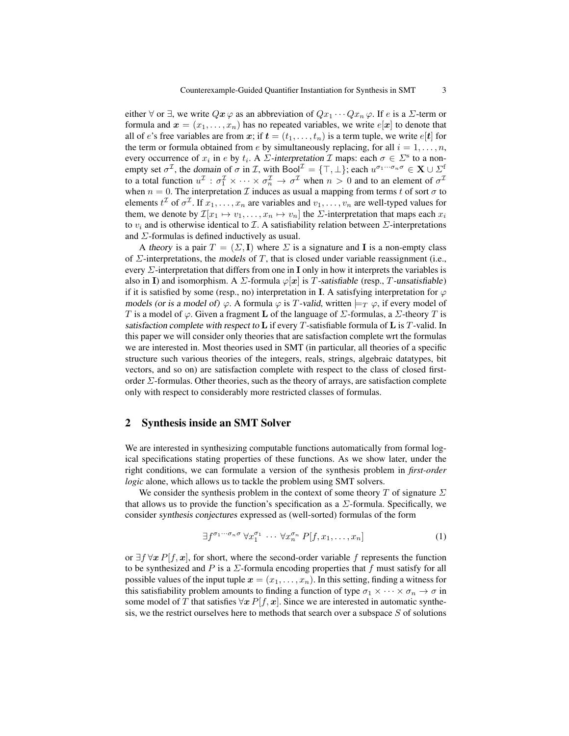either $\forall$ or $\exists$, we write $Q\boldsymbol{x}\,\varphi$ as an abbreviation of $Qx_1 \cdots Qx_n\,\varphi$. If $e$ is a $\Sigma$-term or formula and $\boldsymbol{x} = (x_1, \ldots, x_n)$ has no repeated variables, we write $e[\boldsymbol{x}]$ to denote that all of $e$'s free variables are from $\boldsymbol{x}$; if $\boldsymbol{t} = (t_1, \ldots, t_n)$ is a term tuple, we write $e[\boldsymbol{t}]$ for the term or formula obtained from $e$ by simultaneously replacing, for all $i = 1, \ldots, n$, every occurrence of $x_i$ in $e$ by $t_i$. A *$\Sigma$-interpretation* $\mathcal{I}$ maps: each $\sigma \in \Sigma^{\mathrm{s}}$ to a non-empty set $\sigma^{\mathcal{I}}$, the *domain* of $\sigma$ in $\mathcal{I}$, with $\mathsf{Bool}^{\mathcal{I}} = \{\top, \bot\}$; each $u^{\sigma_1 \cdots \sigma_n \sigma} \in \mathbf{X} \cup \Sigma^{\mathrm{f}}$ to a total function $u^{\mathcal{I}} : \sigma_1^{\mathcal{I}} \times \cdots \times \sigma_n^{\mathcal{I}} \to \sigma^{\mathcal{I}}$ when $n > 0$ and to an element of $\sigma^{\mathcal{I}}$ when $n = 0$. The interpretation $\mathcal{I}$ induces as usual a mapping from terms $t$ of sort $\sigma$ to elements $t^{\mathcal{I}}$ of $\sigma^{\mathcal{I}}$. If $x_1, \ldots, x_n$ are variables and $v_1, \ldots, v_n$ are well-typed values for them, we denote by $\mathcal{I}[x_1 \mapsto v_1, \ldots, x_n \mapsto v_n]$ the $\Sigma$-interpretation that maps each $x_i$ to $v_i$ and is otherwise identical to $\mathcal{I}$. A satisfiability relation between $\Sigma$-interpretations and $\Sigma$-formulas is defined inductively as usual.

A *theory* is a pair $T = (\Sigma, \mathbf{I})$ where $\Sigma$ is a signature and $\mathbf{I}$ is a non-empty class of $\Sigma$-interpretations, the *models* of $T$, that is closed under variable reassignment (i.e., every $\Sigma$-interpretation that differs from one in $\mathbf{I}$ only in how it interprets the variables is also in $\mathbf{I}$) and isomorphism. A $\Sigma$-formula $\varphi[\boldsymbol{x}]$ is *$T$-satisfiable* (resp., *$T$-unsatisfiable*) if it is satisfied by some (resp., no) interpretation in $\mathbf{I}$. A satisfying interpretation for $\varphi$ *models (or is a model of)* $\varphi$. A formula $\varphi$ is *$T$-valid*, written $\models_T \varphi$, if every model of $T$ is a model of $\varphi$. Given a fragment $\mathbf{L}$ of the language of $\Sigma$-formulas, a $\Sigma$-theory $T$ is *satisfaction complete with respect to* $\mathbf{L}$ if every $T$-satisfiable formula of $\mathbf{L}$ is $T$-valid. In this paper we will consider only theories that are satisfaction complete wrt the formulas we are interested in. Most theories used in SMT (in particular, all theories of a specific structure such various theories of the integers, reals, strings, algebraic datatypes, bit vectors, and so on) are satisfaction complete with respect to the class of closed first-order $\Sigma$-formulas. Other theories, such as the theory of arrays, are satisfaction complete only with respect to considerably more restricted classes of formulas.

## 2 Synthesis inside an SMT Solver

We are interested in synthesizing computable functions automatically from formal logical specifications stating properties of these functions. As we show later, under the right conditions, we can formulate a version of the synthesis problem in *first-order logic* alone, which allows us to tackle the problem using SMT solvers.

We consider the synthesis problem in the context of some theory $T$ of signature $\Sigma$ that allows us to provide the function's specification as a $\Sigma$-formula. Specifically, we consider *synthesis conjectures* expressed as (well-sorted) formulas of the form

$$\exists f^{\sigma_1 \cdots \sigma_n \sigma}\, \forall x_1^{\sigma_1} \,\cdots\, \forall x_n^{\sigma_n}\, P[f, x_1, \ldots, x_n] \tag{1}$$

or $\exists f\, \forall \boldsymbol{x}\, P[f, \boldsymbol{x}]$, for short, where the second-order variable $f$ represents the function to be synthesized and $P$ is a $\Sigma$-formula encoding properties that $f$ must satisfy for all possible values of the input tuple $\boldsymbol{x} = (x_1, \ldots, x_n)$. In this setting, finding a witness for this satisfiability problem amounts to finding a function of type $\sigma_1 \times \cdots \times \sigma_n \to \sigma$ in some model of $T$ that satisfies $\forall \boldsymbol{x}\, P[f, \boldsymbol{x}]$. Since we are interested in automatic synthesis, we the restrict ourselves here to methods that search over a subspace $S$ of solutions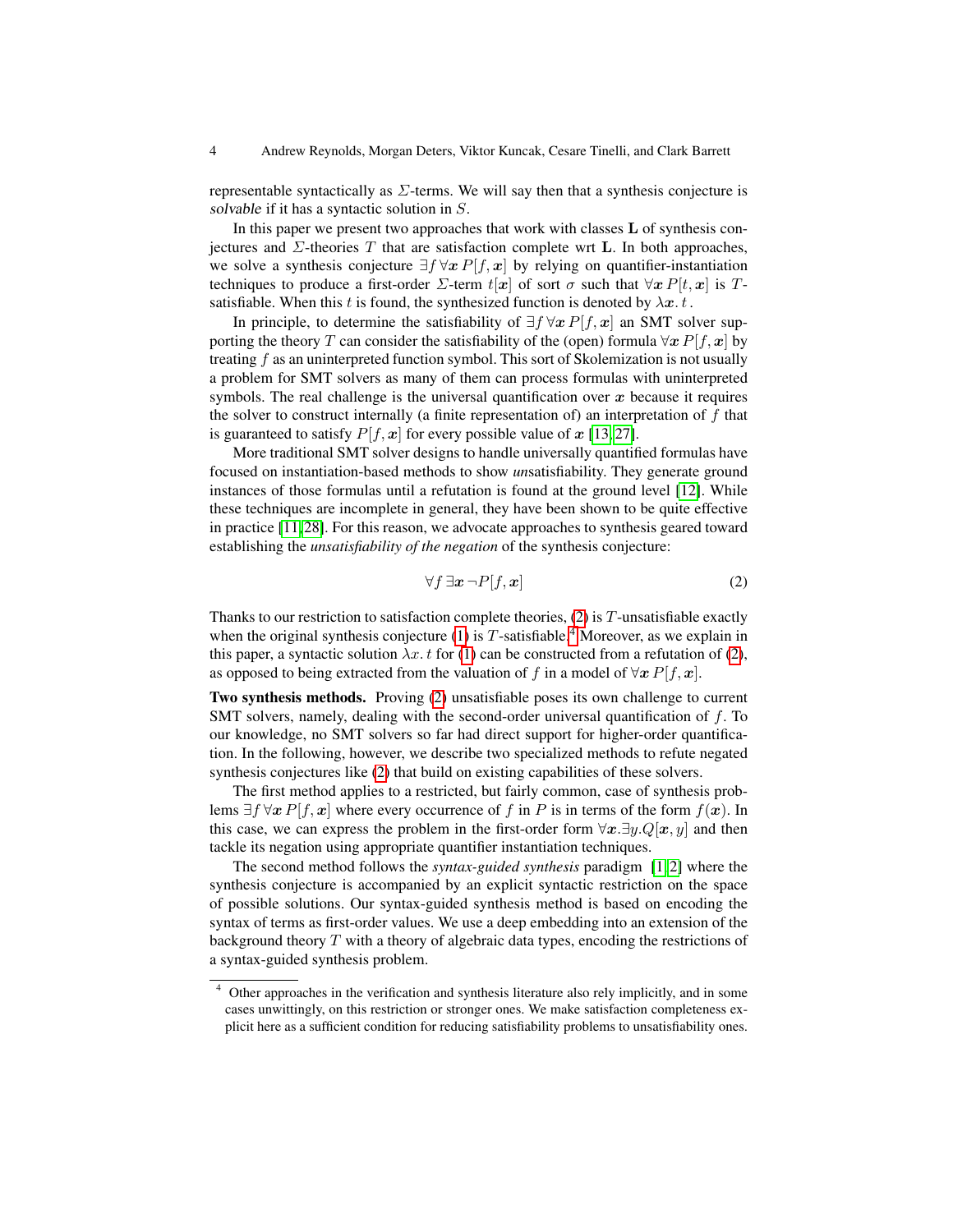representable syntactically as $\Sigma$-terms. We will say then that a synthesis conjecture is *solvable* if it has a syntactic solution in $S$.

In this paper we present two approaches that work with classes $\mathbf{L}$ of synthesis conjectures and $\Sigma$-theories $T$ that are satisfaction complete wrt $\mathbf{L}$. In both approaches, we solve a synthesis conjecture $\exists f\, \forall \boldsymbol{x}\, P[f, \boldsymbol{x}]$ by relying on quantifier-instantiation techniques to produce a first-order $\Sigma$-term $t[\boldsymbol{x}]$ of sort $\sigma$ such that $\forall \boldsymbol{x}\, P[t, \boldsymbol{x}]$ is $T$-satisfiable. When this $t$ is found, the synthesized function is denoted by $\lambda \boldsymbol{x}.\, t$.

In principle, to determine the satisfiability of $\exists f\, \forall \boldsymbol{x}\, P[f, \boldsymbol{x}]$ an SMT solver supporting the theory $T$ can consider the satisfiability of the (open) formula $\forall \boldsymbol{x}\, P[f, \boldsymbol{x}]$ by treating $f$ as an uninterpreted function symbol. This sort of Skolemization is not usually a problem for SMT solvers as many of them can process formulas with uninterpreted symbols. The real challenge is the universal quantification over $\boldsymbol{x}$ because it requires the solver to construct internally (a finite representation of) an interpretation of $f$ that is guaranteed to satisfy $P[f, \boldsymbol{x}]$ for every possible value of $\boldsymbol{x}$ [13,27].

More traditional SMT solver designs to handle universally quantified formulas have focused on instantiation-based methods to show *un*satisfiability. They generate ground instances of those formulas until a refutation is found at the ground level [12]. While these techniques are incomplete in general, they have been shown to be quite effective in practice [11,28]. For this reason, we advocate approaches to synthesis geared toward establishing the *unsatisfiability of the negation* of the synthesis conjecture:

$$\forall f\, \exists \boldsymbol{x}\, \neg P[f, \boldsymbol{x}] \tag{2}$$

Thanks to our restriction to satisfaction complete theories, (2) is $T$-unsatisfiable exactly when the original synthesis conjecture (1) is $T$-satisfiable.[4] Moreover, as we explain in this paper, a syntactic solution $\lambda x.\, t$ for (1) can be constructed from a refutation of (2), as opposed to being extracted from the valuation of $f$ in a model of $\forall \boldsymbol{x}\, P[f, \boldsymbol{x}]$.

**Two synthesis methods.** Proving (2) unsatisfiable poses its own challenge to current SMT solvers, namely, dealing with the second-order universal quantification of $f$. To our knowledge, no SMT solvers so far had direct support for higher-order quantification. In the following, however, we describe two specialized methods to refute negated synthesis conjectures like (2) that build on existing capabilities of these solvers.

The first method applies to a restricted, but fairly common, case of synthesis problems $\exists f\, \forall \boldsymbol{x}\, P[f, \boldsymbol{x}]$ where every occurrence of $f$ in $P$ is in terms of the form $f(\boldsymbol{x})$. In this case, we can express the problem in the first-order form $\forall \boldsymbol{x}. \exists y. Q[\boldsymbol{x}, y]$ and then tackle its negation using appropriate quantifier instantiation techniques.

The second method follows the *syntax-guided synthesis* paradigm [1,2] where the synthesis conjecture is accompanied by an explicit syntactic restriction on the space of possible solutions. Our syntax-guided synthesis method is based on encoding the syntax of terms as first-order values. We use a deep embedding into an extension of the background theory $T$ with a theory of algebraic data types, encoding the restrictions of a syntax-guided synthesis problem.

---

[4] Other approaches in the verification and synthesis literature also rely implicitly, and in some cases unwittingly, on this restriction or stronger ones. We make satisfaction completeness explicit here as a sufficient condition for reducing satisfiability problems to unsatisfiability ones.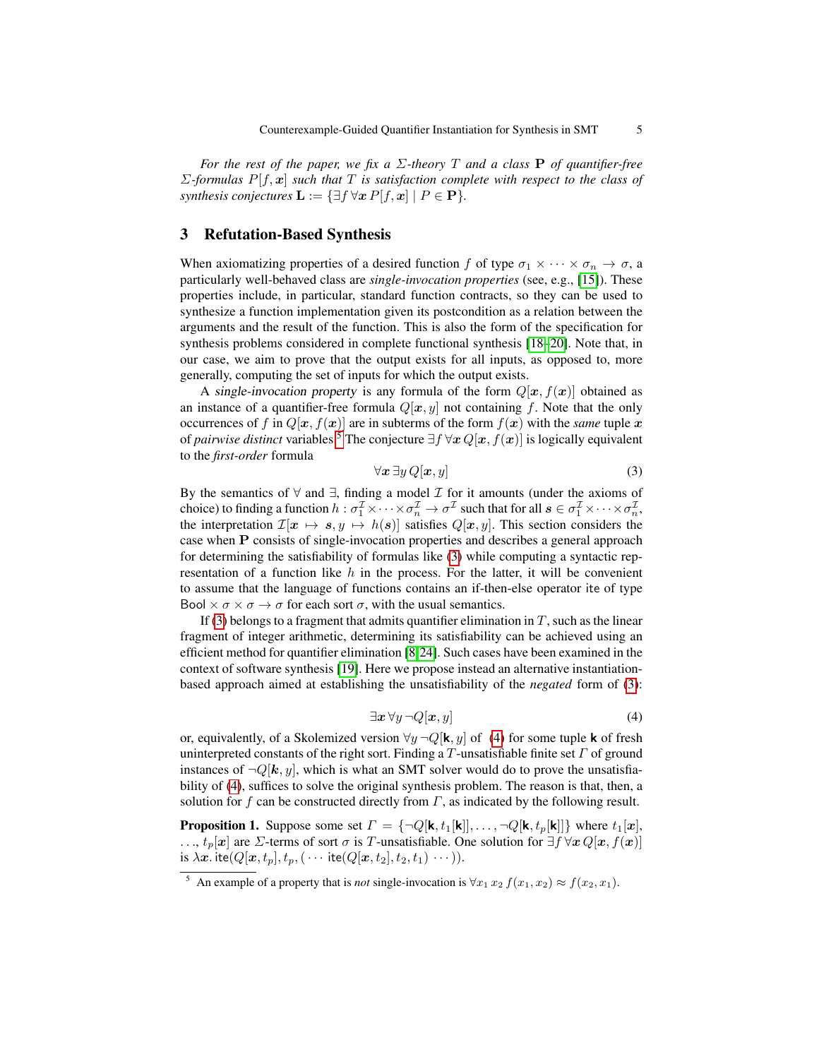*For the rest of the paper, we fix a $\Sigma$-theory $T$ and a class $\mathbf{P}$ of quantifier-free $\Sigma$-formulas $P[f, \boldsymbol{x}]$ such that $T$ is satisfaction complete with respect to the class of synthesis conjectures $\mathbf{L} := \{\exists f\, \forall \boldsymbol{x}\, P[f, \boldsymbol{x}] \mid P \in \mathbf{P}\}$.*

## 3 Refutation-Based Synthesis

When axiomatizing properties of a desired function $f$ of type $\sigma_1 \times \cdots \times \sigma_n \to \sigma$, a particularly well-behaved class are *single-invocation properties* (see, e.g., [15]). These properties include, in particular, standard function contracts, so they can be used to synthesize a function implementation given its postcondition as a relation between the arguments and the result of the function. This is also the form of the specification for synthesis problems considered in complete functional synthesis [18–20]. Note that, in our case, we aim to prove that the output exists for all inputs, as opposed to, more generally, computing the set of inputs for which the output exists.

A *single-invocation property* is any formula of the form $Q[\boldsymbol{x}, f(\boldsymbol{x})]$ obtained as an instance of a quantifier-free formula $Q[\boldsymbol{x}, y]$ not containing $f$. Note that the only occurrences of $f$ in $Q[\boldsymbol{x}, f(\boldsymbol{x})]$ are in subterms of the form $f(\boldsymbol{x})$ with the *same* tuple $\boldsymbol{x}$ of *pairwise distinct* variables.[5] The conjecture $\exists f\, \forall \boldsymbol{x}\, Q[\boldsymbol{x}, f(\boldsymbol{x})]$ is logically equivalent to the *first-order* formula

$$\forall \boldsymbol{x}\, \exists y\, Q[\boldsymbol{x}, y] \tag{3}$$

By the semantics of $\forall$ and $\exists$, finding a model $\mathcal{I}$ for it amounts (under the axioms of choice) to finding a function $h : \sigma_1^{\mathcal{I}} \times \cdots \times \sigma_n^{\mathcal{I}} \to \sigma^{\mathcal{I}}$ such that for all $\boldsymbol{s} \in \sigma_1^{\mathcal{I}} \times \cdots \times \sigma_n^{\mathcal{I}}$, the interpretation $\mathcal{I}[\boldsymbol{x} \mapsto \boldsymbol{s}, y \mapsto h(\boldsymbol{s})]$ satisfies $Q[\boldsymbol{x}, y]$. This section considers the case when $\mathbf{P}$ consists of single-invocation properties and describes a general approach for determining the satisfiability of formulas like (3) while computing a syntactic representation of a function like $h$ in the process. For the latter, it will be convenient to assume that the language of functions contains an if-then-else operator ite of type $\mathsf{Bool} \times \sigma \times \sigma \to \sigma$ for each sort $\sigma$, with the usual semantics.

If (3) belongs to a fragment that admits quantifier elimination in $T$, such as the linear fragment of integer arithmetic, determining its satisfiability can be achieved using an efficient method for quantifier elimination [8,24]. Such cases have been examined in the context of software synthesis [19]. Here we propose instead an alternative instantiation-based approach aimed at establishing the unsatisfiability of the *negated* form of (3):

$$\exists \boldsymbol{x}\, \forall y\, \neg Q[\boldsymbol{x}, y] \tag{4}$$

or, equivalently, of a Skolemized version $\forall y\, \neg Q[\mathbf{k}, y]$ of (4) for some tuple $\mathbf{k}$ of fresh uninterpreted constants of the right sort. Finding a $T$-unsatisfiable finite set $\Gamma$ of ground instances of $\neg Q[\boldsymbol{k}, y]$, which is what an SMT solver would do to prove the unsatisfiability of (4), suffices to solve the synthesis problem. The reason is that, then, a solution for $f$ can be constructed directly from $\Gamma$, as indicated by the following result.

**Proposition 1.** Suppose some set $\Gamma = \{\neg Q[\mathbf{k}, t_1[\mathbf{k}]], \ldots, \neg Q[\mathbf{k}, t_p[\mathbf{k}]]\}$ where $t_1[\boldsymbol{x}]$, $\ldots$, $t_p[\boldsymbol{x}]$ are $\Sigma$-terms of sort $\sigma$ is $T$-unsatisfiable. One solution for $\exists f\, \forall \boldsymbol{x}\, Q[\boldsymbol{x}, f(\boldsymbol{x})]$ is $\lambda \boldsymbol{x}.\, \mathsf{ite}(Q[\boldsymbol{x}, t_p], t_p, (\cdots \mathsf{ite}(Q[\boldsymbol{x}, t_2], t_2, t_1) \cdots))$.

[5] An example of a property that is *not* single-invocation is $\forall x_1\, x_2\, f(x_1, x_2) \approx f(x_2, x_1)$.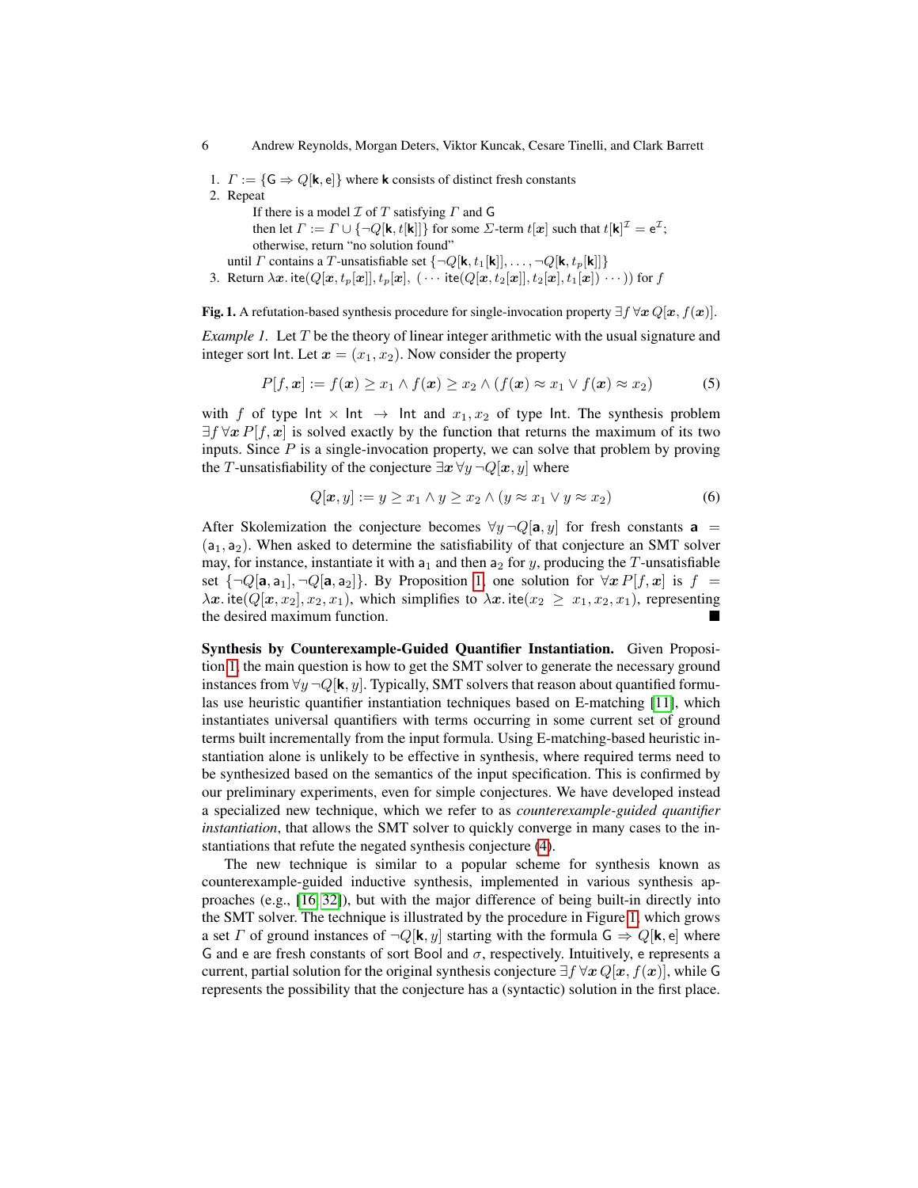1. $\Gamma := \{\mathsf{G} \Rightarrow Q[\mathbf{k}, \mathsf{e}]\}$ where $\mathbf{k}$ consists of distinct fresh constants
2. Repeat
   
   If there is a model $\mathcal{I}$ of $T$ satisfying $\Gamma$ and $\mathsf{G}$
   
   then let $\Gamma := \Gamma \cup \{\neg Q[\mathbf{k}, t[\mathbf{k}]]\}$ for some $\Sigma$-term $t[\boldsymbol{x}]$ such that $t[\mathbf{k}]^{\mathcal{I}} = \mathsf{e}^{\mathcal{I}}$;
   
   otherwise, return "no solution found"
   
   until $\Gamma$ contains a $T$-unsatisfiable set $\{\neg Q[\mathbf{k}, t_1[\mathbf{k}]], \ldots, \neg Q[\mathbf{k}, t_p[\mathbf{k}]]\}$
3. Return $\lambda \boldsymbol{x}.\, \mathsf{ite}(Q[\boldsymbol{x}, t_p[\boldsymbol{x}]], t_p[\boldsymbol{x}],\ (\cdots \mathsf{ite}(Q[\boldsymbol{x}, t_2[\boldsymbol{x}]], t_2[\boldsymbol{x}], t_1[\boldsymbol{x}]) \cdots))$ for $f$

**Fig. 1.** A refutation-based synthesis procedure for single-invocation property $\exists f\, \forall \boldsymbol{x}\, Q[\boldsymbol{x}, f(\boldsymbol{x})]$.

*Example 1.* Let $T$ be the theory of linear integer arithmetic with the usual signature and integer sort $\mathsf{Int}$. Let $\boldsymbol{x} = (x_1, x_2)$. Now consider the property

$$P[f, \boldsymbol{x}] := f(\boldsymbol{x}) \geq x_1 \wedge f(\boldsymbol{x}) \geq x_2 \wedge (f(\boldsymbol{x}) \approx x_1 \vee f(\boldsymbol{x}) \approx x_2) \tag{5}$$

with $f$ of type $\mathsf{Int} \times \mathsf{Int} \rightarrow \mathsf{Int}$ and $x_1, x_2$ of type $\mathsf{Int}$. The synthesis problem $\exists f\, \forall \boldsymbol{x}\, P[f, \boldsymbol{x}]$ is solved exactly by the function that returns the maximum of its two inputs. Since $P$ is a single-invocation property, we can solve that problem by proving the $T$-unsatisfiability of the conjecture $\exists \boldsymbol{x}\, \forall y\, \neg Q[\boldsymbol{x}, y]$ where

$$Q[\boldsymbol{x}, y] := y \geq x_1 \wedge y \geq x_2 \wedge (y \approx x_1 \vee y \approx x_2) \tag{6}$$

After Skolemization the conjecture becomes $\forall y\, \neg Q[\mathbf{a}, y]$ for fresh constants $\mathbf{a} = (\mathsf{a}_1, \mathsf{a}_2)$. When asked to determine the satisfiability of that conjecture an SMT solver may, for instance, instantiate it with $\mathsf{a}_1$ and then $\mathsf{a}_2$ for $y$, producing the $T$-unsatisfiable set $\{\neg Q[\mathbf{a}, \mathsf{a}_1], \neg Q[\mathbf{a}, \mathsf{a}_2]\}$. By Proposition 1, one solution for $\forall \boldsymbol{x}\, P[f, \boldsymbol{x}]$ is $f = \lambda \boldsymbol{x}.\, \mathsf{ite}(Q[\boldsymbol{x}, x_2], x_2, x_1)$, which simplifies to $\lambda \boldsymbol{x}.\, \mathsf{ite}(x_2 \geq x_1, x_2, x_1)$, representing the desired maximum function. ∎

**Synthesis by Counterexample-Guided Quantifier Instantiation.** Given Proposition 1, the main question is how to get the SMT solver to generate the necessary ground instances from $\forall y\, \neg Q[\mathbf{k}, y]$. Typically, SMT solvers that reason about quantified formulas use heuristic quantifier instantiation techniques based on E-matching [11], which instantiates universal quantifiers with terms occurring in some current set of ground terms built incrementally from the input formula. Using E-matching-based heuristic instantiation alone is unlikely to be effective in synthesis, where required terms need to be synthesized based on the semantics of the input specification. This is confirmed by our preliminary experiments, even for simple conjectures. We have developed instead a specialized new technique, which we refer to as *counterexample-guided quantifier instantiation*, that allows the SMT solver to quickly converge in many cases to the instantiations that refute the negated synthesis conjecture (4).

The new technique is similar to a popular scheme for synthesis known as counterexample-guided inductive synthesis, implemented in various synthesis approaches (e.g., [16,32]), but with the major difference of being built-in directly into the SMT solver. The technique is illustrated by the procedure in Figure 1, which grows a set $\Gamma$ of ground instances of $\neg Q[\mathbf{k}, y]$ starting with the formula $\mathsf{G} \Rightarrow Q[\mathbf{k}, \mathsf{e}]$ where $\mathsf{G}$ and $\mathsf{e}$ are fresh constants of sort $\mathsf{Bool}$ and $\sigma$, respectively. Intuitively, $\mathsf{e}$ represents a current, partial solution for the original synthesis conjecture $\exists f\, \forall \boldsymbol{x}\, Q[\boldsymbol{x}, f(\boldsymbol{x})]$, while $\mathsf{G}$ represents the possibility that the conjecture has a (syntactic) solution in the first place.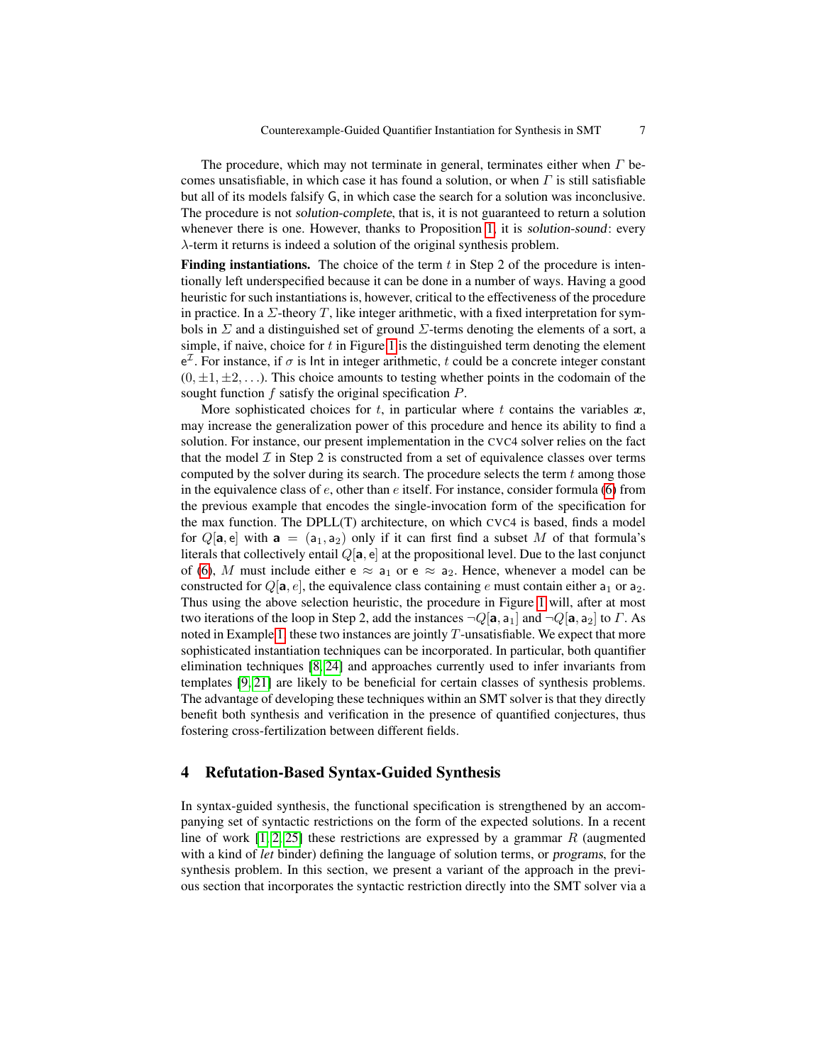The procedure, which may not terminate in general, terminates either when $\Gamma$ becomes unsatisfiable, in which case it has found a solution, or when $\Gamma$ is still satisfiable but all of its models falsify $\mathsf{G}$, in which case the search for a solution was inconclusive. The procedure is not *solution-complete*, that is, it is not guaranteed to return a solution whenever there is one. However, thanks to Proposition 1, it is *solution-sound*: every $\lambda$-term it returns is indeed a solution of the original synthesis problem.

**Finding instantiations.** The choice of the term $t$ in Step 2 of the procedure is intentionally left underspecified because it can be done in a number of ways. Having a good heuristic for such instantiations is, however, critical to the effectiveness of the procedure in practice. In a $\Sigma$-theory $T$, like integer arithmetic, with a fixed interpretation for symbols in $\Sigma$ and a distinguished set of ground $\Sigma$-terms denoting the elements of a sort, a simple, if naive, choice for $t$ in Figure 1 is the distinguished term denoting the element $\mathsf{e}^{\mathcal{I}}$. For instance, if $\sigma$ is $\mathsf{Int}$ in integer arithmetic, $t$ could be a concrete integer constant $(0, \pm 1, \pm 2, \ldots)$. This choice amounts to testing whether points in the codomain of the sought function $f$ satisfy the original specification $P$.

More sophisticated choices for $t$, in particular where $t$ contains the variables $\boldsymbol{x}$, may increase the generalization power of this procedure and hence its ability to find a solution. For instance, our present implementation in the CVC4 solver relies on the fact that the model $\mathcal{I}$ in Step 2 is constructed from a set of equivalence classes over terms computed by the solver during its search. The procedure selects the term $t$ among those in the equivalence class of $e$, other than $e$ itself. For instance, consider formula (6) from the previous example that encodes the single-invocation form of the specification for the max function. The DPLL(T) architecture, on which CVC4 is based, finds a model for $Q[\mathbf{a}, \mathsf{e}]$ with $\mathbf{a} = (\mathsf{a}_1, \mathsf{a}_2)$ only if it can first find a subset $M$ of that formula's literals that collectively entail $Q[\mathbf{a}, \mathsf{e}]$ at the propositional level. Due to the last conjunct of (6), $M$ must include either $\mathsf{e} \approx \mathsf{a}_1$ or $\mathsf{e} \approx \mathsf{a}_2$. Hence, whenever a model can be constructed for $Q[\mathbf{a}, e]$, the equivalence class containing $e$ must contain either $\mathsf{a}_1$ or $\mathsf{a}_2$. Thus using the above selection heuristic, the procedure in Figure 1 will, after at most two iterations of the loop in Step 2, add the instances $\neg Q[\mathbf{a}, \mathsf{a}_1]$ and $\neg Q[\mathbf{a}, \mathsf{a}_2]$ to $\Gamma$. As noted in Example 1, these two instances are jointly $T$-unsatisfiable. We expect that more sophisticated instantiation techniques can be incorporated. In particular, both quantifier elimination techniques [8, 24] and approaches currently used to infer invariants from templates [9, 21] are likely to be beneficial for certain classes of synthesis problems. The advantage of developing these techniques within an SMT solver is that they directly benefit both synthesis and verification in the presence of quantified conjectures, thus fostering cross-fertilization between different fields.

## 4 Refutation-Based Syntax-Guided Synthesis

In syntax-guided synthesis, the functional specification is strengthened by an accompanying set of syntactic restrictions on the form of the expected solutions. In a recent line of work [1, 2, 25] these restrictions are expressed by a grammar $R$ (augmented with a kind of *let* binder) defining the language of solution terms, or *programs*, for the synthesis problem. In this section, we present a variant of the approach in the previous section that incorporates the syntactic restriction directly into the SMT solver via a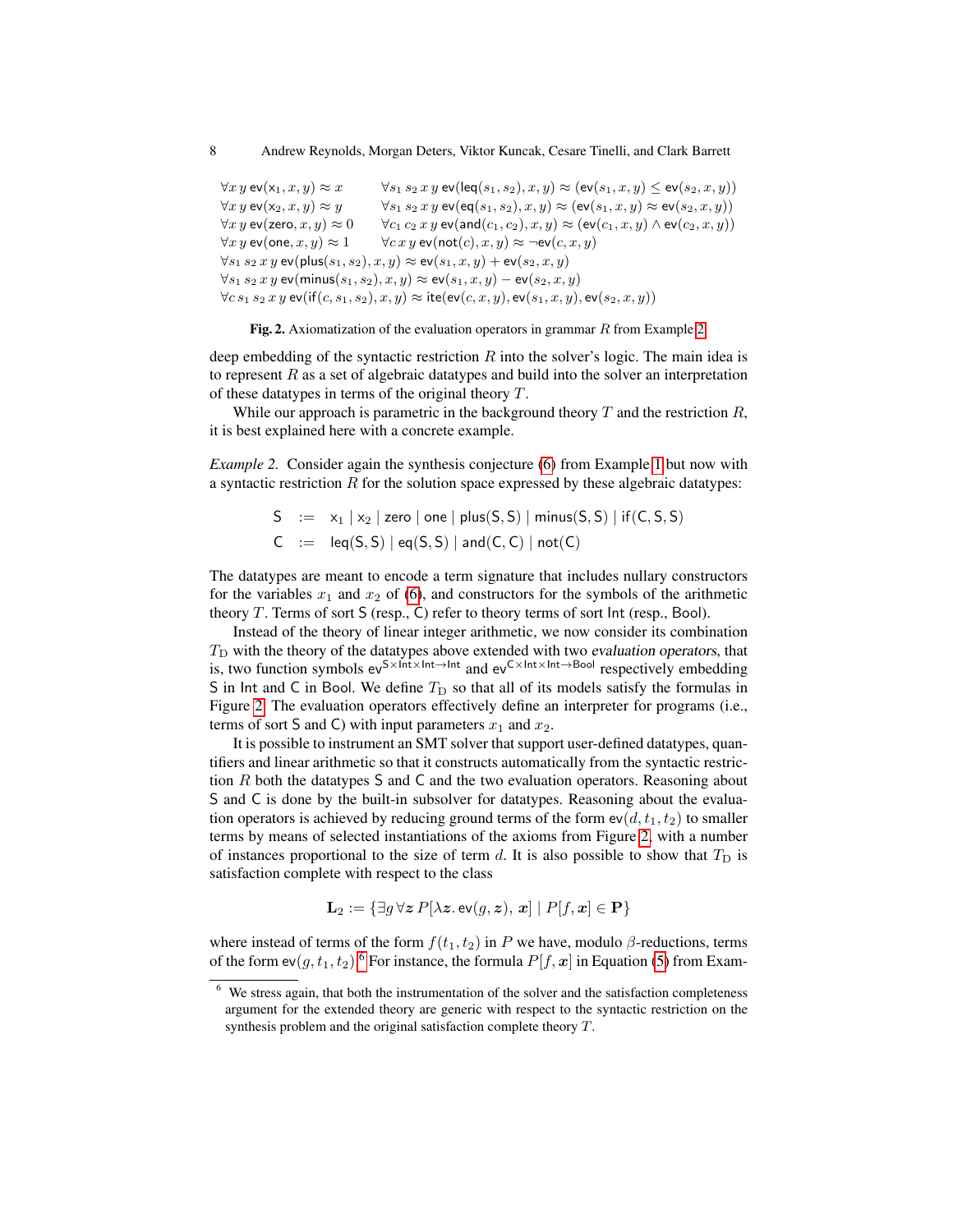$$
\begin{array}{ll}
\forall x\, y\; \mathsf{ev}(\mathsf{x}_1, x, y) \approx x & \forall s_1\, s_2\, x\, y\; \mathsf{ev}(\mathsf{leq}(s_1, s_2), x, y) \approx (\mathsf{ev}(s_1, x, y) \leq \mathsf{ev}(s_2, x, y)) \\
\forall x\, y\; \mathsf{ev}(\mathsf{x}_2, x, y) \approx y & \forall s_1\, s_2\, x\, y\; \mathsf{ev}(\mathsf{eq}(s_1, s_2), x, y) \approx (\mathsf{ev}(s_1, x, y) \approx \mathsf{ev}(s_2, x, y)) \\
\forall x\, y\; \mathsf{ev}(\mathsf{zero}, x, y) \approx 0 & \forall c_1\, c_2\, x\, y\; \mathsf{ev}(\mathsf{and}(c_1, c_2), x, y) \approx (\mathsf{ev}(c_1, x, y) \wedge \mathsf{ev}(c_2, x, y)) \\
\forall x\, y\; \mathsf{ev}(\mathsf{one}, x, y) \approx 1 & \forall c\, x\, y\; \mathsf{ev}(\mathsf{not}(c), x, y) \approx \neg \mathsf{ev}(c, x, y) \\
\multicolumn{2}{l}{\forall s_1\, s_2\, x\, y\; \mathsf{ev}(\mathsf{plus}(s_1, s_2), x, y) \approx \mathsf{ev}(s_1, x, y) + \mathsf{ev}(s_2, x, y)} \\
\multicolumn{2}{l}{\forall s_1\, s_2\, x\, y\; \mathsf{ev}(\mathsf{minus}(s_1, s_2), x, y) \approx \mathsf{ev}(s_1, x, y) - \mathsf{ev}(s_2, x, y)} \\
\multicolumn{2}{l}{\forall c\, s_1\, s_2\, x\, y\; \mathsf{ev}(\mathsf{if}(c, s_1, s_2), x, y) \approx \mathsf{ite}(\mathsf{ev}(c, x, y), \mathsf{ev}(s_1, x, y), \mathsf{ev}(s_2, x, y))}
\end{array}
$$

**Fig. 2.** Axiomatization of the evaluation operators in grammar $R$ from Example 2

deep embedding of the syntactic restriction $R$ into the solver's logic. The main idea is to represent $R$ as a set of algebraic datatypes and build into the solver an interpretation of these datatypes in terms of the original theory $T$.

While our approach is parametric in the background theory $T$ and the restriction $R$, it is best explained here with a concrete example.

*Example 2.* Consider again the synthesis conjecture (6) from Example 1 but now with a syntactic restriction $R$ for the solution space expressed by these algebraic datatypes:

$$
\begin{array}{lcl}
\mathsf{S} & := & \mathsf{x}_1 \mid \mathsf{x}_2 \mid \mathsf{zero} \mid \mathsf{one} \mid \mathsf{plus}(\mathsf{S}, \mathsf{S}) \mid \mathsf{minus}(\mathsf{S}, \mathsf{S}) \mid \mathsf{if}(\mathsf{C}, \mathsf{S}, \mathsf{S}) \\
\mathsf{C} & := & \mathsf{leq}(\mathsf{S}, \mathsf{S}) \mid \mathsf{eq}(\mathsf{S}, \mathsf{S}) \mid \mathsf{and}(\mathsf{C}, \mathsf{C}) \mid \mathsf{not}(\mathsf{C})
\end{array}
$$

The datatypes are meant to encode a term signature that includes nullary constructors for the variables $x_1$ and $x_2$ of (6), and constructors for the symbols of the arithmetic theory $T$. Terms of sort $\mathsf{S}$ (resp., $\mathsf{C}$) refer to theory terms of sort $\mathsf{Int}$ (resp., $\mathsf{Bool}$).

Instead of the theory of linear integer arithmetic, we now consider its combination $T_{\mathrm{D}}$ with the theory of the datatypes above extended with two *evaluation operators*, that is, two function symbols $\mathsf{ev}^{\mathsf{S} \times \mathsf{Int} \times \mathsf{Int} \rightarrow \mathsf{Int}}$ and $\mathsf{ev}^{\mathsf{C} \times \mathsf{Int} \times \mathsf{Int} \rightarrow \mathsf{Bool}}$ respectively embedding $\mathsf{S}$ in $\mathsf{Int}$ and $\mathsf{C}$ in $\mathsf{Bool}$. We define $T_{\mathrm{D}}$ so that all of its models satisfy the formulas in Figure 2. The evaluation operators effectively define an interpreter for programs (i.e., terms of sort $\mathsf{S}$ and $\mathsf{C}$) with input parameters $x_1$ and $x_2$.

It is possible to instrument an SMT solver that support user-defined datatypes, quantifiers and linear arithmetic so that it constructs automatically from the syntactic restriction $R$ both the datatypes $\mathsf{S}$ and $\mathsf{C}$ and the two evaluation operators. Reasoning about $\mathsf{S}$ and $\mathsf{C}$ is done by the built-in subsolver for datatypes. Reasoning about the evaluation operators is achieved by reducing ground terms of the form $\mathsf{ev}(d, t_1, t_2)$ to smaller terms by means of selected instantiations of the axioms from Figure 2, with a number of instances proportional to the size of term $d$. It is also possible to show that $T_{\mathrm{D}}$ is satisfaction complete with respect to the class

$$
\mathbf{L}_2 := \{ \exists g\, \forall \boldsymbol{z}\; P[\lambda \boldsymbol{z}.\, \mathsf{ev}(g, \boldsymbol{z}),\ \boldsymbol{x}] \mid P[f, \boldsymbol{x}] \in \mathbf{P} \}
$$

where instead of terms of the form $f(t_1, t_2)$ in $P$ we have, modulo $\beta$-reductions, terms of the form $\mathsf{ev}(g, t_1, t_2)$.[6] For instance, the formula $P[f, \boldsymbol{x}]$ in Equation (5) from Exam-

[6] We stress again, that both the instrumentation of the solver and the satisfaction completeness argument for the extended theory are generic with respect to the syntactic restriction on the synthesis problem and the original satisfaction complete theory $T$.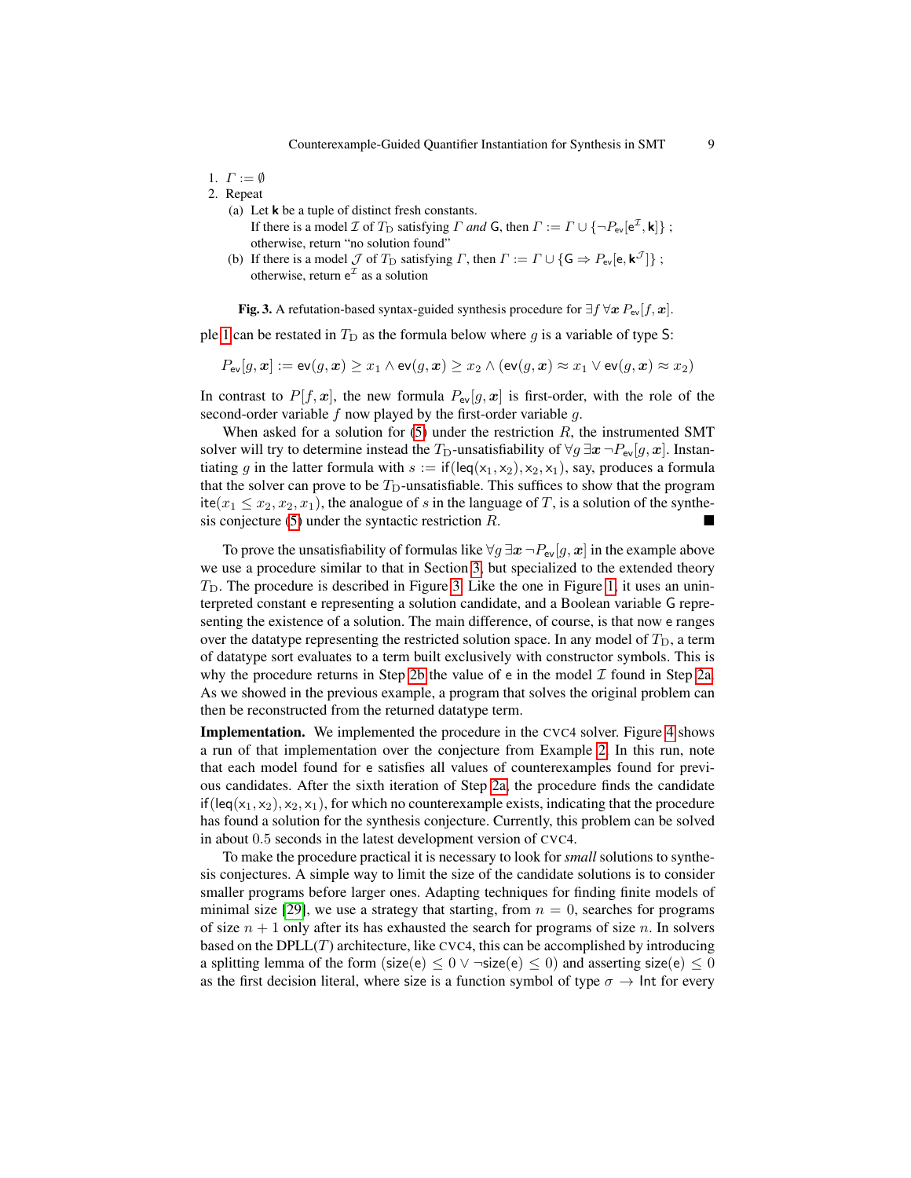1. $\Gamma := \emptyset$
2. Repeat
   (a) Let $\mathsf{k}$ be a tuple of distinct fresh constants.
   If there is a model $\mathcal{I}$ of $T_{\mathrm{D}}$ satisfying $\Gamma$ *and* $\mathsf{G}$, then $\Gamma := \Gamma \cup \{\neg P_{\mathsf{ev}}[\mathsf{e}^{\mathcal{I}}, \mathsf{k}]\}$ ;
   otherwise, return "no solution found"
   (b) If there is a model $\mathcal{J}$ of $T_{\mathrm{D}}$ satisfying $\Gamma$, then $\Gamma := \Gamma \cup \{\mathsf{G} \Rightarrow P_{\mathsf{ev}}[\mathsf{e}, \mathsf{k}^{\mathcal{J}}]\}$ ;
   otherwise, return $\mathsf{e}^{\mathcal{I}}$ as a solution

**Fig. 3.** A refutation-based syntax-guided synthesis procedure for $\exists f\, \forall \boldsymbol{x}\, P_{\mathsf{ev}}[f, \boldsymbol{x}]$.

ple 1 can be restated in $T_{\mathrm{D}}$ as the formula below where $g$ is a variable of type $\mathsf{S}$:

$$P_{\mathsf{ev}}[g, \boldsymbol{x}] := \mathsf{ev}(g, \boldsymbol{x}) \geq x_1 \wedge \mathsf{ev}(g, \boldsymbol{x}) \geq x_2 \wedge (\mathsf{ev}(g, \boldsymbol{x}) \approx x_1 \vee \mathsf{ev}(g, \boldsymbol{x}) \approx x_2)$$

In contrast to $P[f, \boldsymbol{x}]$, the new formula $P_{\mathsf{ev}}[g, \boldsymbol{x}]$ is first-order, with the role of the second-order variable $f$ now played by the first-order variable $g$.

When asked for a solution for (5) under the restriction $R$, the instrumented SMT solver will try to determine instead the $T_{\mathrm{D}}$-unsatisfiability of $\forall g\, \exists \boldsymbol{x}\, \neg P_{\mathsf{ev}}[g, \boldsymbol{x}]$. Instantiating $g$ in the latter formula with $s := \mathsf{if}(\mathsf{leq}(\mathsf{x}_1, \mathsf{x}_2), \mathsf{x}_2, \mathsf{x}_1)$, say, produces a formula that the solver can prove to be $T_{\mathrm{D}}$-unsatisfiable. This suffices to show that the program $\mathsf{ite}(x_1 \leq x_2, x_2, x_1)$, the analogue of $s$ in the language of $T$, is a solution of the synthesis conjecture (5) under the syntactic restriction $R$. ■

To prove the unsatisfiability of formulas like $\forall g\, \exists \boldsymbol{x}\, \neg P_{\mathsf{ev}}[g, \boldsymbol{x}]$ in the example above we use a procedure similar to that in Section 3, but specialized to the extended theory $T_{\mathrm{D}}$. The procedure is described in Figure 3. Like the one in Figure 1, it uses an uninterpreted constant $\mathsf{e}$ representing a solution candidate, and a Boolean variable $\mathsf{G}$ representing the existence of a solution. The main difference, of course, is that now $\mathsf{e}$ ranges over the datatype representing the restricted solution space. In any model of $T_{\mathrm{D}}$, a term of datatype sort evaluates to a term built exclusively with constructor symbols. This is why the procedure returns in Step 2b the value of $\mathsf{e}$ in the model $\mathcal{I}$ found in Step 2a. As we showed in the previous example, a program that solves the original problem can then be reconstructed from the returned datatype term.

**Implementation.** We implemented the procedure in the CVC4 solver. Figure 4 shows a run of that implementation over the conjecture from Example 2. In this run, note that each model found for $\mathsf{e}$ satisfies all values of counterexamples found for previous candidates. After the sixth iteration of Step 2a, the procedure finds the candidate $\mathsf{if}(\mathsf{leq}(\mathsf{x}_1, \mathsf{x}_2), \mathsf{x}_2, \mathsf{x}_1)$, for which no counterexample exists, indicating that the procedure has found a solution for the synthesis conjecture. Currently, this problem can be solved in about $0.5$ seconds in the latest development version of CVC4.

To make the procedure practical it is necessary to look for *small* solutions to synthesis conjectures. A simple way to limit the size of the candidate solutions is to consider smaller programs before larger ones. Adapting techniques for finding finite models of minimal size [29], we use a strategy that starting, from $n = 0$, searches for programs of size $n + 1$ only after its has exhausted the search for programs of size $n$. In solvers based on the DPLL($T$) architecture, like CVC4, this can be accomplished by introducing a splitting lemma of the form $(\mathsf{size}(\mathsf{e}) \leq 0 \vee \neg\mathsf{size}(\mathsf{e}) \leq 0)$ and asserting $\mathsf{size}(\mathsf{e}) \leq 0$ as the first decision literal, where size is a function symbol of type $\sigma \rightarrow \mathsf{Int}$ for every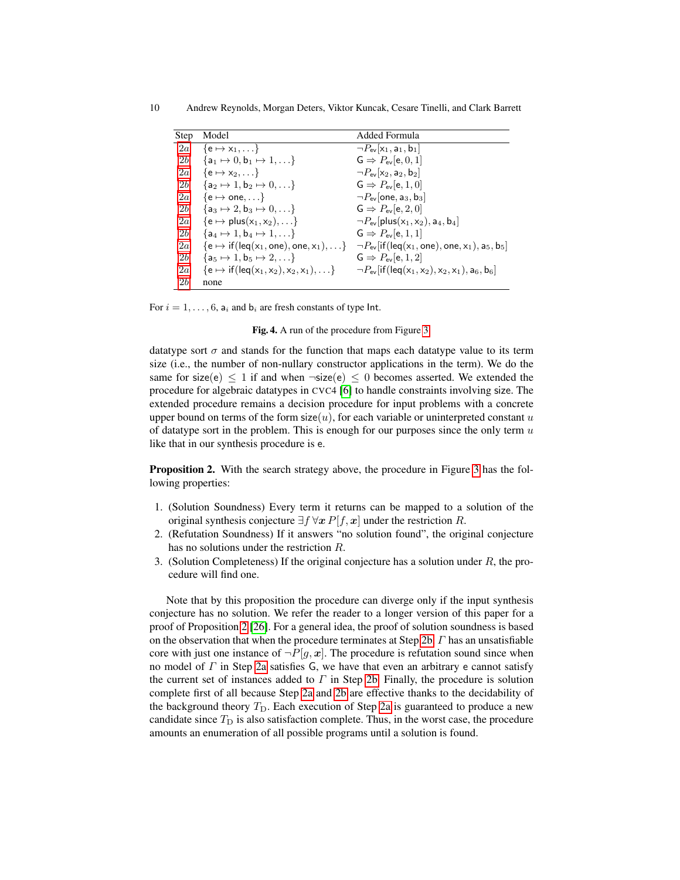| Step | Model | Added Formula |
| --- | --- | --- |
| 2a | $\{\mathsf{e} \mapsto \mathsf{x}_1, \ldots\}$ | $\neg P_{\mathsf{ev}}[\mathsf{x}_1, \mathsf{a}_1, \mathsf{b}_1]$ |
| 2b | $\{\mathsf{a}_1 \mapsto 0, \mathsf{b}_1 \mapsto 1, \ldots\}$ | $\mathsf{G} \Rightarrow P_{\mathsf{ev}}[\mathsf{e}, 0, 1]$ |
| 2a | $\{\mathsf{e} \mapsto \mathsf{x}_2, \ldots\}$ | $\neg P_{\mathsf{ev}}[\mathsf{x}_2, \mathsf{a}_2, \mathsf{b}_2]$ |
| 2b | $\{\mathsf{a}_2 \mapsto 1, \mathsf{b}_2 \mapsto 0, \ldots\}$ | $\mathsf{G} \Rightarrow P_{\mathsf{ev}}[\mathsf{e}, 1, 0]$ |
| 2a | $\{\mathsf{e} \mapsto \mathsf{one}, \ldots\}$ | $\neg P_{\mathsf{ev}}[\mathsf{one}, \mathsf{a}_3, \mathsf{b}_3]$ |
| 2b | $\{\mathsf{a}_3 \mapsto 2, \mathsf{b}_3 \mapsto 0, \ldots\}$ | $\mathsf{G} \Rightarrow P_{\mathsf{ev}}[\mathsf{e}, 2, 0]$ |
| 2a | $\{\mathsf{e} \mapsto \mathsf{plus}(\mathsf{x}_1, \mathsf{x}_2), \ldots\}$ | $\neg P_{\mathsf{ev}}[\mathsf{plus}(\mathsf{x}_1, \mathsf{x}_2), \mathsf{a}_4, \mathsf{b}_4]$ |
| 2b | $\{\mathsf{a}_4 \mapsto 1, \mathsf{b}_4 \mapsto 1, \ldots\}$ | $\mathsf{G} \Rightarrow P_{\mathsf{ev}}[\mathsf{e}, 1, 1]$ |
| 2a | $\{\mathsf{e} \mapsto \mathsf{if}(\mathsf{leq}(\mathsf{x}_1, \mathsf{one}), \mathsf{one}, \mathsf{x}_1), \ldots\}$ | $\neg P_{\mathsf{ev}}[\mathsf{if}(\mathsf{leq}(\mathsf{x}_1, \mathsf{one}), \mathsf{one}, \mathsf{x}_1), \mathsf{a}_5, \mathsf{b}_5]$ |
| 2b | $\{\mathsf{a}_5 \mapsto 1, \mathsf{b}_5 \mapsto 2, \ldots\}$ | $\mathsf{G} \Rightarrow P_{\mathsf{ev}}[\mathsf{e}, 1, 2]$ |
| 2a | $\{\mathsf{e} \mapsto \mathsf{if}(\mathsf{leq}(\mathsf{x}_1, \mathsf{x}_2), \mathsf{x}_2, \mathsf{x}_1), \ldots\}$ | $\neg P_{\mathsf{ev}}[\mathsf{if}(\mathsf{leq}(\mathsf{x}_1, \mathsf{x}_2), \mathsf{x}_2, \mathsf{x}_1), \mathsf{a}_6, \mathsf{b}_6]$ |
| 2b | none | |

For $i = 1, \ldots, 6$, $\mathsf{a}_i$ and $\mathsf{b}_i$ are fresh constants of type Int.

**Fig. 4.** A run of the procedure from Figure 3

datatype sort $\sigma$ and stands for the function that maps each datatype value to its term size (i.e., the number of non-nullary constructor applications in the term). We do the same for $\mathsf{size}(\mathsf{e}) \leq 1$ if and when $\neg\mathsf{size}(\mathsf{e}) \leq 0$ becomes asserted. We extended the procedure for algebraic datatypes in CVC4 [6] to handle constraints involving size. The extended procedure remains a decision procedure for input problems with a concrete upper bound on terms of the form $\mathsf{size}(u)$, for each variable or uninterpreted constant $u$ of datatype sort in the problem. This is enough for our purposes since the only term $u$ like that in our synthesis procedure is e.

**Proposition 2.** With the search strategy above, the procedure in Figure 3 has the following properties:

1. (Solution Soundness) Every term it returns can be mapped to a solution of the original synthesis conjecture $\exists f\, \forall \boldsymbol{x}\, P[f, \boldsymbol{x}]$ under the restriction $R$.
2. (Refutation Soundness) If it answers "no solution found", the original conjecture has no solutions under the restriction $R$.
3. (Solution Completeness) If the original conjecture has a solution under $R$, the procedure will find one.

Note that by this proposition the procedure can diverge only if the input synthesis conjecture has no solution. We refer the reader to a longer version of this paper for a proof of Proposition 2 [26]. For a general idea, the proof of solution soundness is based on the observation that when the procedure terminates at Step 2b, $\Gamma$ has an unsatisfiable core with just one instance of $\neg P[g, \boldsymbol{x}]$. The procedure is refutation sound since when no model of $\Gamma$ in Step 2a satisfies G, we have that even an arbitrary e cannot satisfy the current set of instances added to $\Gamma$ in Step 2b. Finally, the procedure is solution complete first of all because Step 2a and 2b are effective thanks to the decidability of the background theory $T_{\mathrm{D}}$. Each execution of Step 2a is guaranteed to produce a new candidate since $T_{\mathrm{D}}$ is also satisfaction complete. Thus, in the worst case, the procedure amounts an enumeration of all possible programs until a solution is found.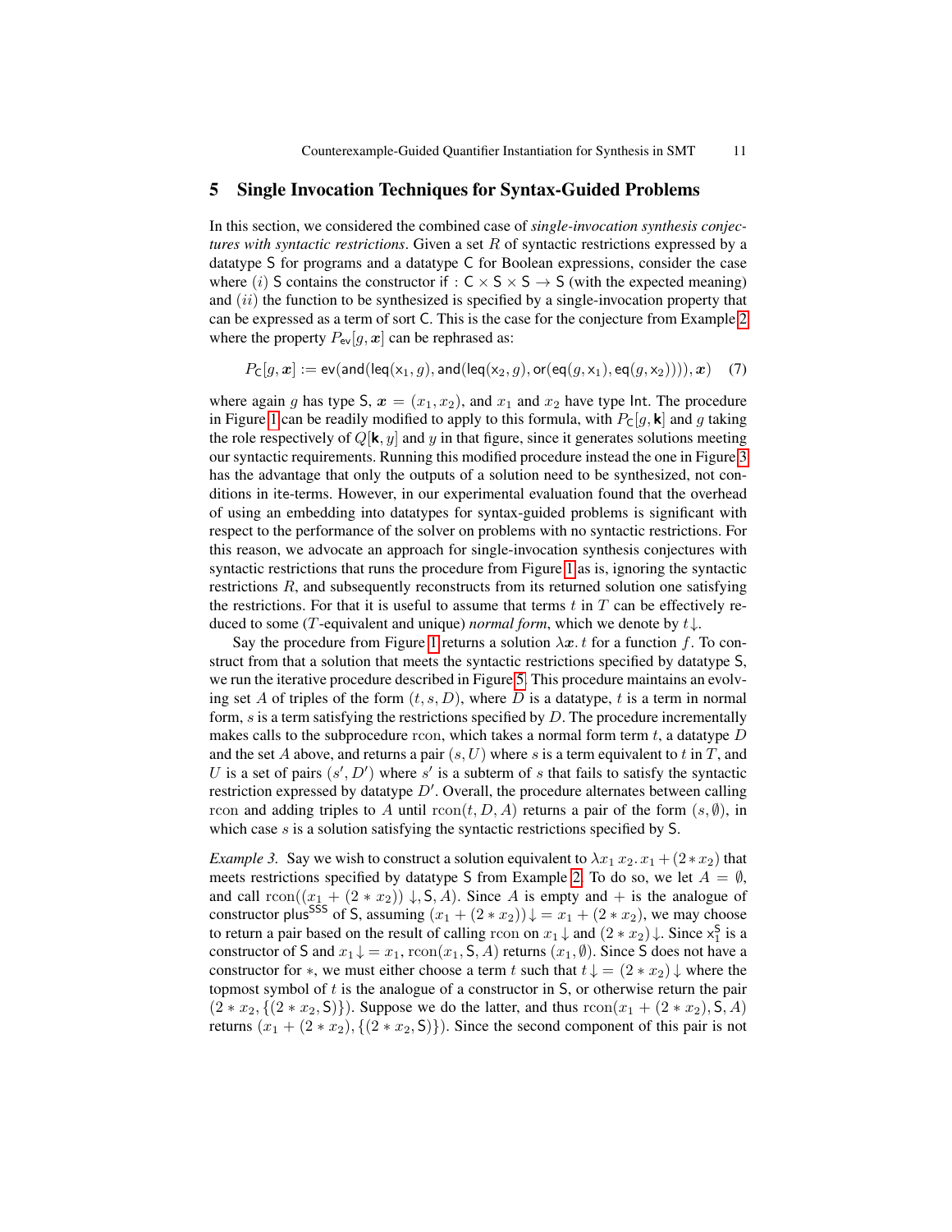## 5 Single Invocation Techniques for Syntax-Guided Problems

In this section, we considered the combined case of *single-invocation synthesis conjectures with syntactic restrictions*. Given a set $R$ of syntactic restrictions expressed by a datatype $\mathsf{S}$ for programs and a datatype $\mathsf{C}$ for Boolean expressions, consider the case where $(i)$ $\mathsf{S}$ contains the constructor $\mathsf{if} : \mathsf{C} \times \mathsf{S} \times \mathsf{S} \to \mathsf{S}$ (with the expected meaning) and $(ii)$ the function to be synthesized is specified by a single-invocation property that can be expressed as a term of sort $\mathsf{C}$. This is the case for the conjecture from Example 2 where the property $P_{\mathsf{ev}}[g, \boldsymbol{x}]$ can be rephrased as:

$$P_{\mathsf{C}}[g, \boldsymbol{x}] := \mathsf{ev}(\mathsf{and}(\mathsf{leq}(\mathsf{x}_1, g), \mathsf{and}(\mathsf{leq}(\mathsf{x}_2, g), \mathsf{or}(\mathsf{eq}(g, \mathsf{x}_1), \mathsf{eq}(g, \mathsf{x}_2)))), \boldsymbol{x}) \quad (7)$$

where again $g$ has type $\mathsf{S}$, $\boldsymbol{x} = (x_1, x_2)$, and $x_1$ and $x_2$ have type $\mathsf{Int}$. The procedure in Figure 1 can be readily modified to apply to this formula, with $P_{\mathsf{C}}[g, \mathbf{k}]$ and $g$ taking the role respectively of $Q[\mathbf{k}, y]$ and $y$ in that figure, since it generates solutions meeting our syntactic requirements. Running this modified procedure instead the one in Figure 3 has the advantage that only the outputs of a solution need to be synthesized, not conditions in $\mathsf{ite}$-terms. However, in our experimental evaluation found that the overhead of using an embedding into datatypes for syntax-guided problems is significant with respect to the performance of the solver on problems with no syntactic restrictions. For this reason, we advocate an approach for single-invocation synthesis conjectures with syntactic restrictions that runs the procedure from Figure 1 as is, ignoring the syntactic restrictions $R$, and subsequently reconstructs from its returned solution one satisfying the restrictions. For that it is useful to assume that terms $t$ in $T$ can be effectively reduced to some ($T$-equivalent and unique) *normal form*, which we denote by $t\!\downarrow$.

Say the procedure from Figure 1 returns a solution $\lambda\boldsymbol{x}.\, t$ for a function $f$. To construct from that a solution that meets the syntactic restrictions specified by datatype $\mathsf{S}$, we run the iterative procedure described in Figure 5. This procedure maintains an evolving set $A$ of triples of the form $(t, s, D)$, where $D$ is a datatype, $t$ is a term in normal form, $s$ is a term satisfying the restrictions specified by $D$. The procedure incrementally makes calls to the subprocedure $\mathrm{rcon}$, which takes a normal form term $t$, a datatype $D$ and the set $A$ above, and returns a pair $(s, U)$ where $s$ is a term equivalent to $t$ in $T$, and $U$ is a set of pairs $(s', D')$ where $s'$ is a subterm of $s$ that fails to satisfy the syntactic restriction expressed by datatype $D'$. Overall, the procedure alternates between calling $\mathrm{rcon}$ and adding triples to $A$ until $\mathrm{rcon}(t, D, A)$ returns a pair of the form $(s, \emptyset)$, in which case $s$ is a solution satisfying the syntactic restrictions specified by $\mathsf{S}$.

*Example 3.* Say we wish to construct a solution equivalent to $\lambda x_1\, x_2.\, x_1 + (2 * x_2)$ that meets restrictions specified by datatype $\mathsf{S}$ from Example 2. To do so, we let $A = \emptyset$, and call $\mathrm{rcon}((x_1 + (2 * x_2))\!\downarrow, \mathsf{S}, A)$. Since $A$ is empty and $+$ is the analogue of constructor $\mathsf{plus}^{\mathsf{SSS}}$ of $\mathsf{S}$, assuming $(x_1 + (2 * x_2))\!\downarrow = x_1 + (2 * x_2)$, we may choose to return a pair based on the result of calling $\mathrm{rcon}$ on $x_1\!\downarrow$ and $(2 * x_2)\!\downarrow$. Since $\mathsf{x}_1^{\mathsf{S}}$ is a constructor of $\mathsf{S}$ and $x_1\!\downarrow = x_1$, $\mathrm{rcon}(x_1, \mathsf{S}, A)$ returns $(x_1, \emptyset)$. Since $\mathsf{S}$ does not have a constructor for $*$, we must either choose a term $t$ such that $t\!\downarrow = (2 * x_2)\!\downarrow$ where the topmost symbol of $t$ is the analogue of a constructor in $\mathsf{S}$, or otherwise return the pair $(2 * x_2, \{(2 * x_2, \mathsf{S})\})$. Suppose we do the latter, and thus $\mathrm{rcon}(x_1 + (2 * x_2), \mathsf{S}, A)$ returns $(x_1 + (2 * x_2), \{(2 * x_2, \mathsf{S})\})$. Since the second component of this pair is not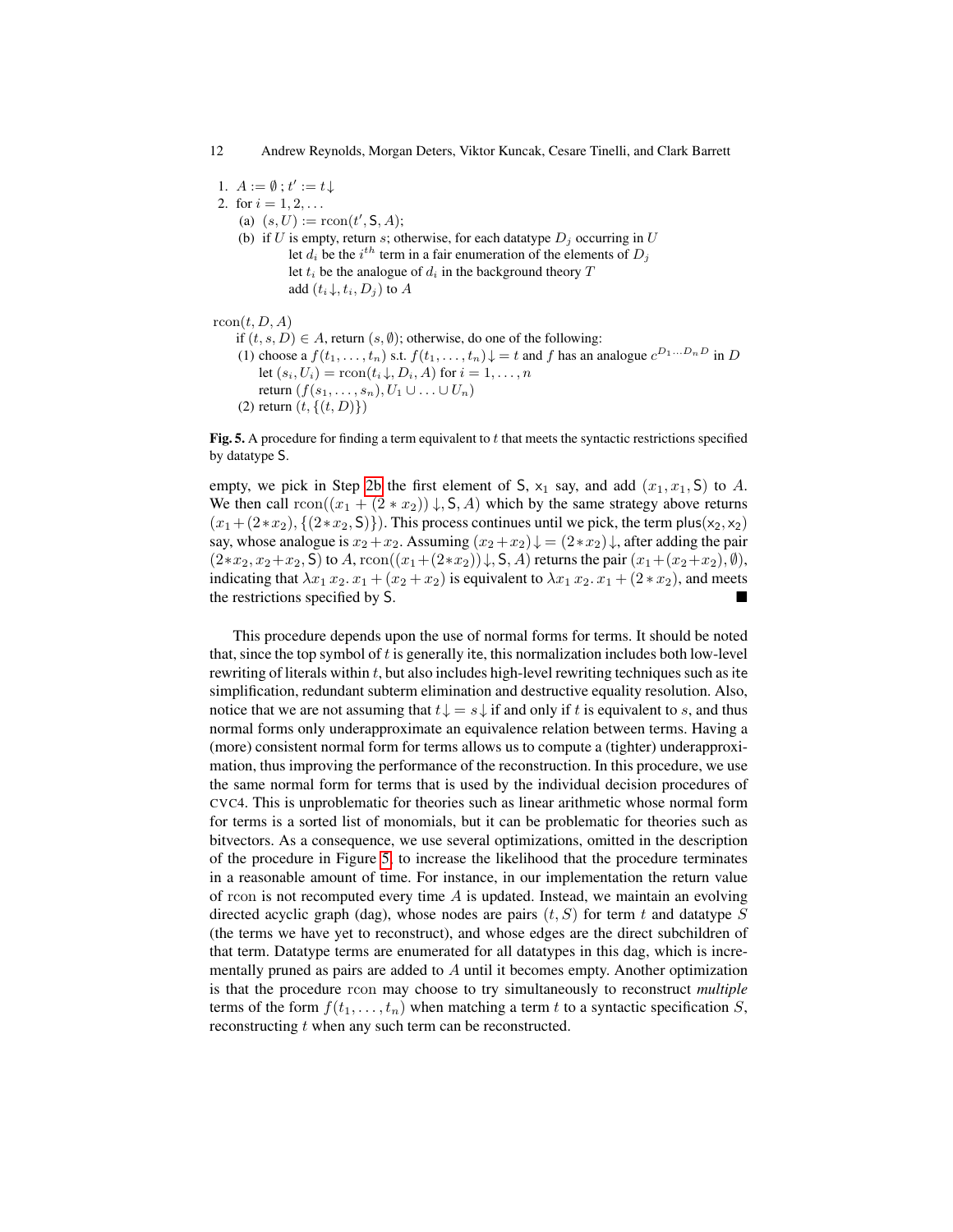1. $A := \emptyset$ ; $t' := t\!\downarrow$
2. for $i = 1, 2, \ldots$
   (a) $(s, U) := \text{rcon}(t', \mathsf{S}, A)$;
   (b) if $U$ is empty, return $s$; otherwise, for each datatype $D_j$ occurring in $U$
       let $d_i$ be the $i^{th}$ term in a fair enumeration of the elements of $D_j$
       let $t_i$ be the analogue of $d_i$ in the background theory $T$
       add $(t_i\!\downarrow, t_i, D_j)$ to $A$

$\text{rcon}(t, D, A)$
   if $(t, s, D) \in A$, return $(s, \emptyset)$; otherwise, do one of the following:
   (1) choose a $f(t_1, \ldots, t_n)$ s.t. $f(t_1, \ldots, t_n)\!\downarrow = t$ and $f$ has an analogue $c^{D_1 \ldots D_n D}$ in $D$
       let $(s_i, U_i) = \text{rcon}(t_i\!\downarrow, D_i, A)$ for $i = 1, \ldots, n$
       return $(f(s_1, \ldots, s_n), U_1 \cup \ldots \cup U_n)$
   (2) return $(t, \{(t, D)\})$

**Fig. 5.** A procedure for finding a term equivalent to $t$ that meets the syntactic restrictions specified by datatype $\mathsf{S}$.

empty, we pick in Step 2b the first element of $\mathsf{S}$, $\mathsf{x}_1$ say, and add $(x_1, x_1, \mathsf{S})$ to $A$. We then call $\text{rcon}((x_1 + (2 * x_2))\!\downarrow, \mathsf{S}, A)$ which by the same strategy above returns $(x_1 + (2 * x_2), \{(2 * x_2, \mathsf{S})\})$. This process continues until we pick, the term $\mathsf{plus}(\mathsf{x}_2, \mathsf{x}_2)$ say, whose analogue is $x_2 + x_2$. Assuming $(x_2 + x_2)\!\downarrow = (2 * x_2)\!\downarrow$, after adding the pair $(2 * x_2, x_2 + x_2, \mathsf{S})$ to $A$, $\text{rcon}((x_1 + (2 * x_2))\!\downarrow, \mathsf{S}, A)$ returns the pair $(x_1 + (x_2 + x_2), \emptyset)$, indicating that $\lambda x_1\, x_2.\, x_1 + (x_2 + x_2)$ is equivalent to $\lambda x_1\, x_2.\, x_1 + (2 * x_2)$, and meets the restrictions specified by $\mathsf{S}$. ■

This procedure depends upon the use of normal forms for terms. It should be noted that, since the top symbol of $t$ is generally ite, this normalization includes both low-level rewriting of literals within $t$, but also includes high-level rewriting techniques such as ite simplification, redundant subterm elimination and destructive equality resolution. Also, notice that we are not assuming that $t\!\downarrow = s\!\downarrow$ if and only if $t$ is equivalent to $s$, and thus normal forms only underapproximate an equivalence relation between terms. Having a (more) consistent normal form for terms allows us to compute a (tighter) underapproximation, thus improving the performance of the reconstruction. In this procedure, we use the same normal form for terms that is used by the individual decision procedures of CVC4. This is unproblematic for theories such as linear arithmetic whose normal form for terms is a sorted list of monomials, but it can be problematic for theories such as bitvectors. As a consequence, we use several optimizations, omitted in the description of the procedure in Figure 5, to increase the likelihood that the procedure terminates in a reasonable amount of time. For instance, in our implementation the return value of rcon is not recomputed every time $A$ is updated. Instead, we maintain an evolving directed acyclic graph (dag), whose nodes are pairs $(t, S)$ for term $t$ and datatype $S$ (the terms we have yet to reconstruct), and whose edges are the direct subchildren of that term. Datatype terms are enumerated for all datatypes in this dag, which is incrementally pruned as pairs are added to $A$ until it becomes empty. Another optimization is that the procedure rcon may choose to try simultaneously to reconstruct *multiple* terms of the form $f(t_1, \ldots, t_n)$ when matching a term $t$ to a syntactic specification $S$, reconstructing $t$ when any such term can be reconstructed.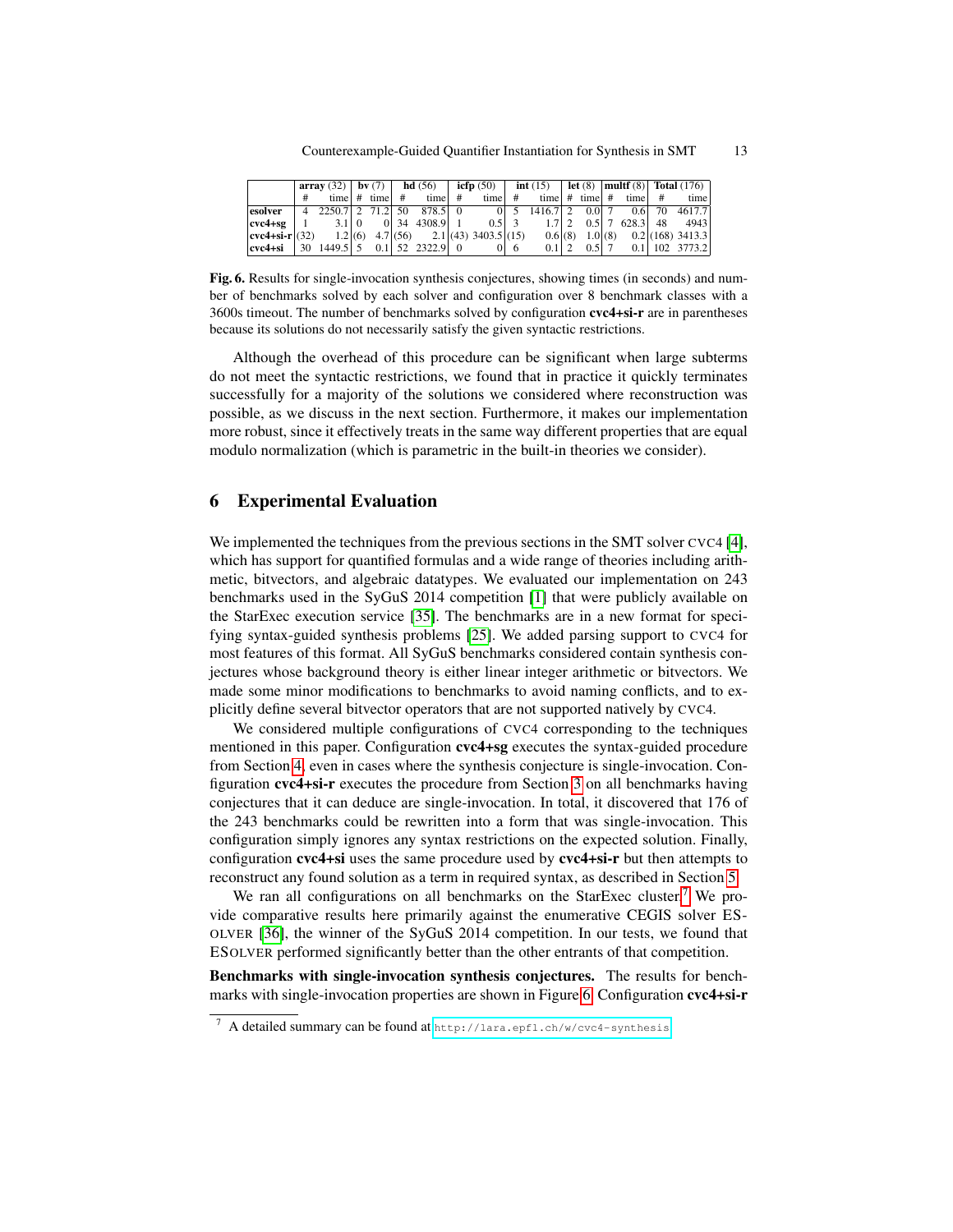|  | **array** (32) | | **bv** (7) | | **hd** (56) | | **icfp** (50) | | **int** (15) | | **let** (8) | | **multf** (8) | | **Total** (176) | |
|---|---|---|---|---|---|---|---|---|---|---|---|---|---|---|---|---|
|  | # | time | # | time | # | time | # | time | # | time | # | time | # | time | # | time |
| **esolver** | 4 | 2250.7 | 2 | 71.2 | 50 | 878.5 | 0 | 0 | 5 | 1416.7 | 2 | 0.0 | 7 | 0.6 | 70 | 4617.7 |
| **cvc4+sg** | 1 | 3.1 | 0 | 0 | 34 | 4308.9 | 1 | 0.5 | 3 | 1.7 | 2 | 0.5 | 7 | 628.3 | 48 | 4943 |
| **cvc4+si-r** | (32) | 1.2 | (6) | 4.7 | (56) | 2.1 | (43) | 3403.5 | (15) | 0.6 | (8) | 1.0 | (8) | 0.2 | (168) | 3413.3 |
| **cvc4+si** | 30 | 1449.5 | 5 | 0.1 | 52 | 2322.9 | 0 | 0 | 6 | 0.1 | 2 | 0.5 | 7 | 0.1 | 102 | 3773.2 |

**Fig. 6.** Results for single-invocation synthesis conjectures, showing times (in seconds) and number of benchmarks solved by each solver and configuration over 8 benchmark classes with a 3600s timeout. The number of benchmarks solved by configuration **cvc4+si-r** are in parentheses because its solutions do not necessarily satisfy the given syntactic restrictions.

Although the overhead of this procedure can be significant when large subterms do not meet the syntactic restrictions, we found that in practice it quickly terminates successfully for a majority of the solutions we considered where reconstruction was possible, as we discuss in the next section. Furthermore, it makes our implementation more robust, since it effectively treats in the same way different properties that are equal modulo normalization (which is parametric in the built-in theories we consider).

## 6 Experimental Evaluation

We implemented the techniques from the previous sections in the SMT solver CVC4 [4], which has support for quantified formulas and a wide range of theories including arithmetic, bitvectors, and algebraic datatypes. We evaluated our implementation on 243 benchmarks used in the SyGuS 2014 competition [1] that were publicly available on the StarExec execution service [35]. The benchmarks are in a new format for specifying syntax-guided synthesis problems [25]. We added parsing support to CVC4 for most features of this format. All SyGuS benchmarks considered contain synthesis conjectures whose background theory is either linear integer arithmetic or bitvectors. We made some minor modifications to benchmarks to avoid naming conflicts, and to explicitly define several bitvector operators that are not supported natively by CVC4.

We considered multiple configurations of CVC4 corresponding to the techniques mentioned in this paper. Configuration **cvc4+sg** executes the syntax-guided procedure from Section 4, even in cases where the synthesis conjecture is single-invocation. Configuration **cvc4+si-r** executes the procedure from Section 3 on all benchmarks having conjectures that it can deduce are single-invocation. In total, it discovered that 176 of the 243 benchmarks could be rewritten into a form that was single-invocation. This configuration simply ignores any syntax restrictions on the expected solution. Finally, configuration **cvc4+si** uses the same procedure used by **cvc4+si-r** but then attempts to reconstruct any found solution as a term in required syntax, as described in Section 5.

We ran all configurations on all benchmarks on the StarExec cluster.[7] We provide comparative results here primarily against the enumerative CEGIS solver ESOLVER [36], the winner of the SyGuS 2014 competition. In our tests, we found that ESOLVER performed significantly better than the other entrants of that competition.

**Benchmarks with single-invocation synthesis conjectures.** The results for benchmarks with single-invocation properties are shown in Figure 6. Configuration **cvc4+si-r**

[7] A detailed summary can be found at http://lara.epfl.ch/w/cvc4-synthesis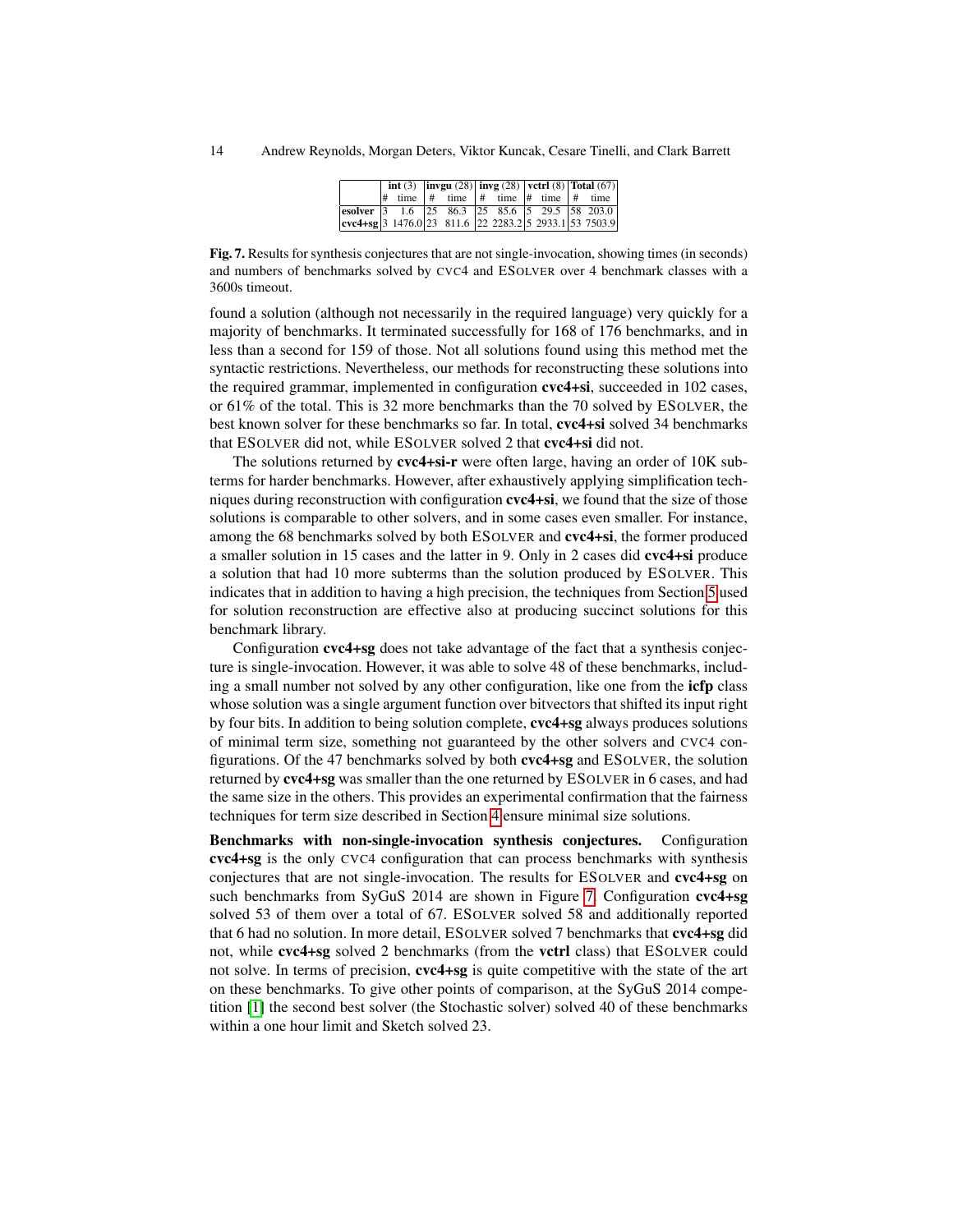|  | **int** (3) |  | **invgu** (28) |  | **invg** (28) |  | **vctrl** (8) |  | **Total** (67) |  |
|---|---|---|---|---|---|---|---|---|---|---|
|  | # | time | # | time | # | time | # | time | # | time |
| **esolver** | 3 | 1.6 | 25 | 86.3 | 25 | 85.6 | 5 | 29.5 | 58 | 203.0 |
| **cvc4+sg** | 3 | 1476.0 | 23 | 811.6 | 22 | 2283.2 | 5 | 2933.1 | 53 | 7503.9 |

**Fig. 7.** Results for synthesis conjectures that are not single-invocation, showing times (in seconds) and numbers of benchmarks solved by CVC4 and ESOLVER over 4 benchmark classes with a 3600s timeout.

found a solution (although not necessarily in the required language) very quickly for a majority of benchmarks. It terminated successfully for 168 of 176 benchmarks, and in less than a second for 159 of those. Not all solutions found using this method met the syntactic restrictions. Nevertheless, our methods for reconstructing these solutions into the required grammar, implemented in configuration **cvc4+si**, succeeded in 102 cases, or 61% of the total. This is 32 more benchmarks than the 70 solved by ESOLVER, the best known solver for these benchmarks so far. In total, **cvc4+si** solved 34 benchmarks that ESOLVER did not, while ESOLVER solved 2 that **cvc4+si** did not.

The solutions returned by **cvc4+si-r** were often large, having an order of 10K subterms for harder benchmarks. However, after exhaustively applying simplification techniques during reconstruction with configuration **cvc4+si**, we found that the size of those solutions is comparable to other solvers, and in some cases even smaller. For instance, among the 68 benchmarks solved by both ESOLVER and **cvc4+si**, the former produced a smaller solution in 15 cases and the latter in 9. Only in 2 cases did **cvc4+si** produce a solution that had 10 more subterms than the solution produced by ESOLVER. This indicates that in addition to having a high precision, the techniques from Section 5 used for solution reconstruction are effective also at producing succinct solutions for this benchmark library.

Configuration **cvc4+sg** does not take advantage of the fact that a synthesis conjecture is single-invocation. However, it was able to solve 48 of these benchmarks, including a small number not solved by any other configuration, like one from the **icfp** class whose solution was a single argument function over bitvectors that shifted its input right by four bits. In addition to being solution complete, **cvc4+sg** always produces solutions of minimal term size, something not guaranteed by the other solvers and CVC4 configurations. Of the 47 benchmarks solved by both **cvc4+sg** and ESOLVER, the solution returned by **cvc4+sg** was smaller than the one returned by ESOLVER in 6 cases, and had the same size in the others. This provides an experimental confirmation that the fairness techniques for term size described in Section 4 ensure minimal size solutions.

**Benchmarks with non-single-invocation synthesis conjectures.** Configuration **cvc4+sg** is the only CVC4 configuration that can process benchmarks with synthesis conjectures that are not single-invocation. The results for ESOLVER and **cvc4+sg** on such benchmarks from SyGuS 2014 are shown in Figure 7. Configuration **cvc4+sg** solved 53 of them over a total of 67. ESOLVER solved 58 and additionally reported that 6 had no solution. In more detail, ESOLVER solved 7 benchmarks that **cvc4+sg** did not, while **cvc4+sg** solved 2 benchmarks (from the **vctrl** class) that ESOLVER could not solve. In terms of precision, **cvc4+sg** is quite competitive with the state of the art on these benchmarks. To give other points of comparison, at the SyGuS 2014 competition [1] the second best solver (the Stochastic solver) solved 40 of these benchmarks within a one hour limit and Sketch solved 23.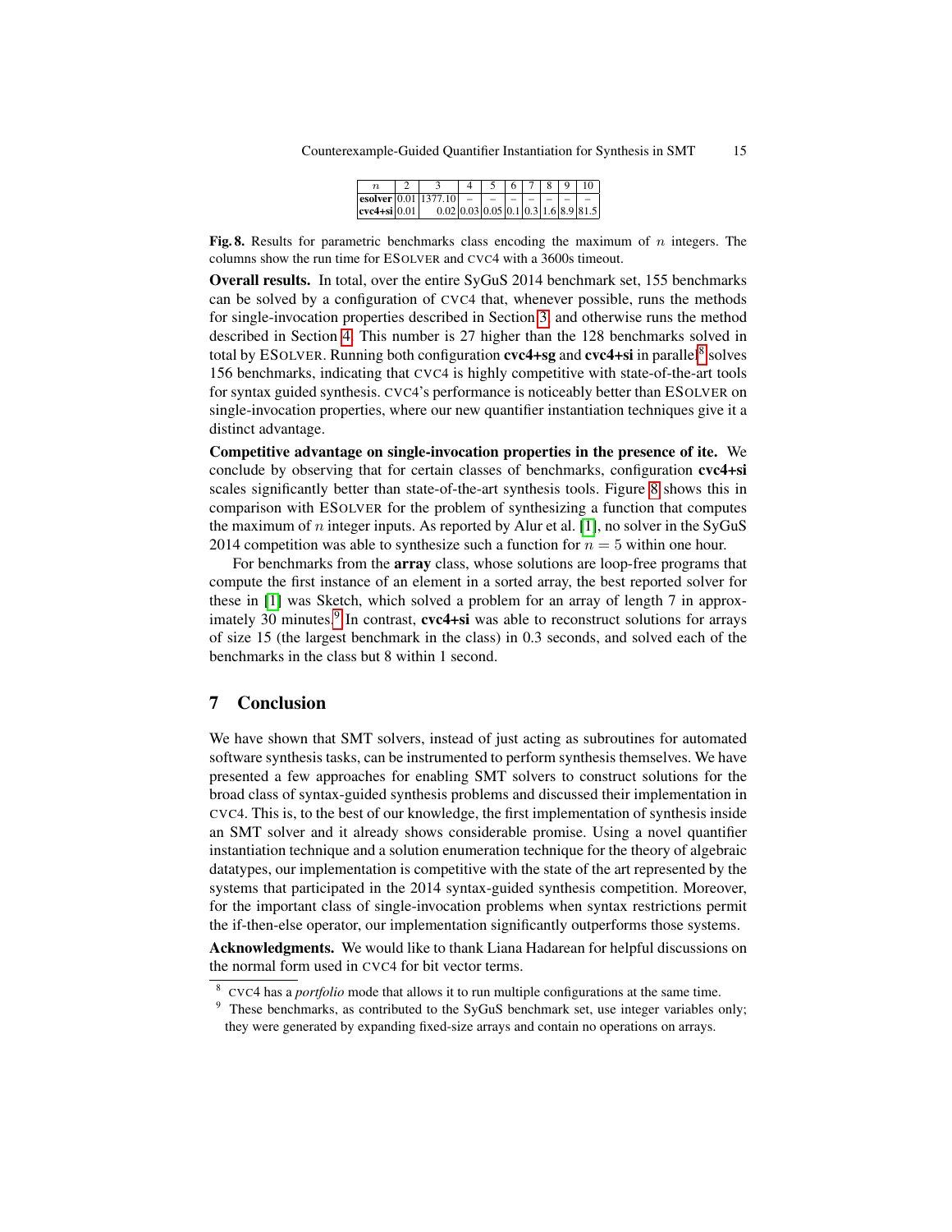| $n$ | 2 | 3 | 4 | 5 | 6 | 7 | 8 | 9 | 10 |
|---|---|---|---|---|---|---|---|---|---|
| **esolver** | 0.01 | 1377.10 | – | – | – | – | – | – | – |
| **cvc4+si** | 0.01 | 0.02 | 0.03 | 0.05 | 0.1 | 0.3 | 1.6 | 8.9 | 81.5 |

**Fig. 8.** Results for parametric benchmarks class encoding the maximum of $n$ integers. The columns show the run time for ESOLVER and CVC4 with a 3600s timeout.

**Overall results.** In total, over the entire SyGuS 2014 benchmark set, 155 benchmarks can be solved by a configuration of CVC4 that, whenever possible, runs the methods for single-invocation properties described in Section 3, and otherwise runs the method described in Section 4. This number is 27 higher than the 128 benchmarks solved in total by ESOLVER. Running both configuration **cvc4+sg** and **cvc4+si** in parallel[8] solves 156 benchmarks, indicating that CVC4 is highly competitive with state-of-the-art tools for syntax guided synthesis. CVC4's performance is noticeably better than ESOLVER on single-invocation properties, where our new quantifier instantiation techniques give it a distinct advantage.

**Competitive advantage on single-invocation properties in the presence of ite.** We conclude by observing that for certain classes of benchmarks, configuration **cvc4+si** scales significantly better than state-of-the-art synthesis tools. Figure 8 shows this in comparison with ESOLVER for the problem of synthesizing a function that computes the maximum of $n$ integer inputs. As reported by Alur et al. [1], no solver in the SyGuS 2014 competition was able to synthesize such a function for $n = 5$ within one hour.

For benchmarks from the **array** class, whose solutions are loop-free programs that compute the first instance of an element in a sorted array, the best reported solver for these in [1] was Sketch, which solved a problem for an array of length 7 in approximately 30 minutes.[9] In contrast, **cvc4+si** was able to reconstruct solutions for arrays of size 15 (the largest benchmark in the class) in 0.3 seconds, and solved each of the benchmarks in the class but 8 within 1 second.

## 7 Conclusion

We have shown that SMT solvers, instead of just acting as subroutines for automated software synthesis tasks, can be instrumented to perform synthesis themselves. We have presented a few approaches for enabling SMT solvers to construct solutions for the broad class of syntax-guided synthesis problems and discussed their implementation in CVC4. This is, to the best of our knowledge, the first implementation of synthesis inside an SMT solver and it already shows considerable promise. Using a novel quantifier instantiation technique and a solution enumeration technique for the theory of algebraic datatypes, our implementation is competitive with the state of the art represented by the systems that participated in the 2014 syntax-guided synthesis competition. Moreover, for the important class of single-invocation problems when syntax restrictions permit the if-then-else operator, our implementation significantly outperforms those systems.

**Acknowledgments.** We would like to thank Liana Hadarean for helpful discussions on the normal form used in CVC4 for bit vector terms.

[8] CVC4 has a *portfolio* mode that allows it to run multiple configurations at the same time.

[9] These benchmarks, as contributed to the SyGuS benchmark set, use integer variables only; they were generated by expanding fixed-size arrays and contain no operations on arrays.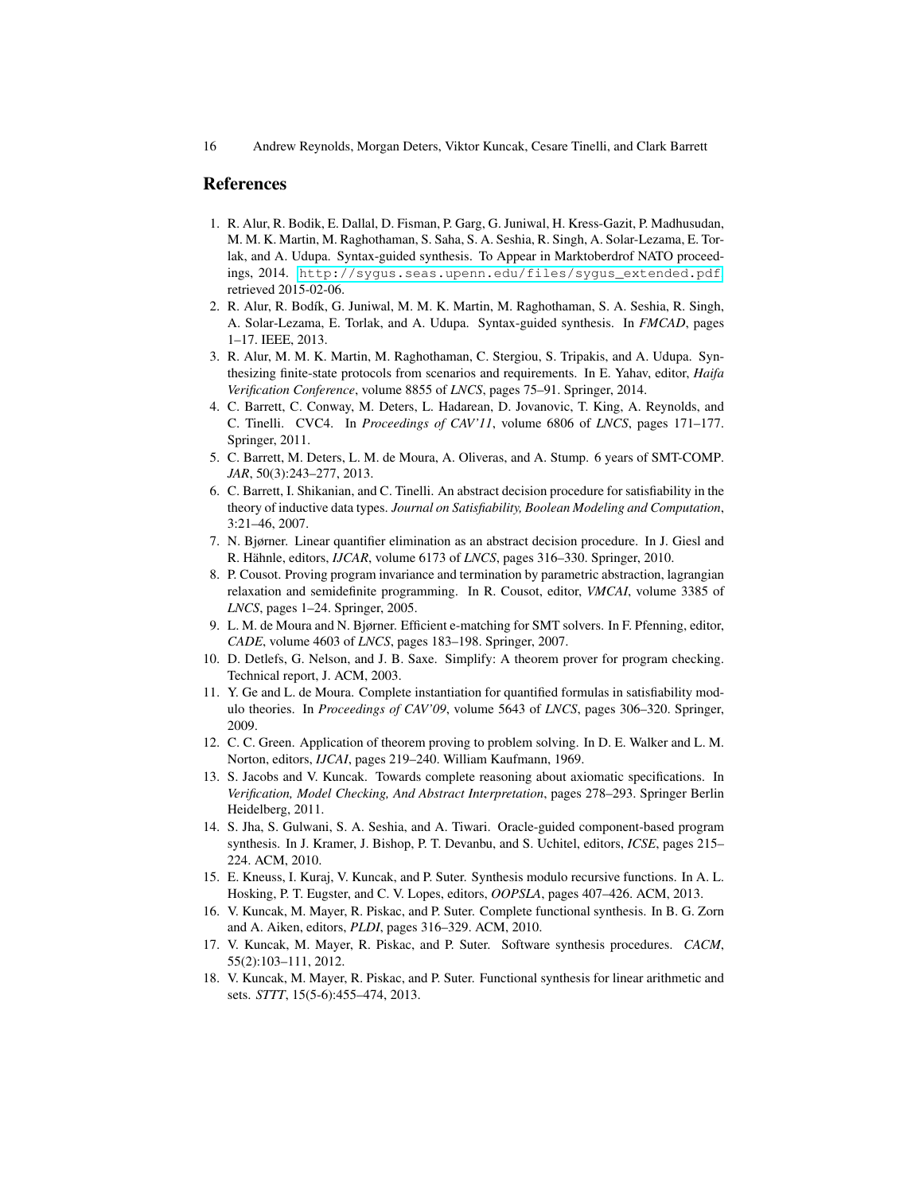## References

1. R. Alur, R. Bodik, E. Dallal, D. Fisman, P. Garg, G. Juniwal, H. Kress-Gazit, P. Madhusudan, M. M. K. Martin, M. Raghothaman, S. Saha, S. A. Seshia, R. Singh, A. Solar-Lezama, E. Torlak, and A. Udupa. Syntax-guided synthesis. To Appear in Marktoberdrof NATO proceedings, 2014. http://sygus.seas.upenn.edu/files/sygus_extended.pdf, retrieved 2015-02-06.
2. R. Alur, R. Bodík, G. Juniwal, M. M. K. Martin, M. Raghothaman, S. A. Seshia, R. Singh, A. Solar-Lezama, E. Torlak, and A. Udupa. Syntax-guided synthesis. In *FMCAD*, pages 1–17. IEEE, 2013.
3. R. Alur, M. M. K. Martin, M. Raghothaman, C. Stergiou, S. Tripakis, and A. Udupa. Synthesizing finite-state protocols from scenarios and requirements. In E. Yahav, editor, *Haifa Verification Conference*, volume 8855 of *LNCS*, pages 75–91. Springer, 2014.
4. C. Barrett, C. Conway, M. Deters, L. Hadarean, D. Jovanovic, T. King, A. Reynolds, and C. Tinelli. CVC4. In *Proceedings of CAV'11*, volume 6806 of *LNCS*, pages 171–177. Springer, 2011.
5. C. Barrett, M. Deters, L. M. de Moura, A. Oliveras, and A. Stump. 6 years of SMT-COMP. *JAR*, 50(3):243–277, 2013.
6. C. Barrett, I. Shikanian, and C. Tinelli. An abstract decision procedure for satisfiability in the theory of inductive data types. *Journal on Satisfiability, Boolean Modeling and Computation*, 3:21–46, 2007.
7. N. Bjørner. Linear quantifier elimination as an abstract decision procedure. In J. Giesl and R. Hähnle, editors, *IJCAR*, volume 6173 of *LNCS*, pages 316–330. Springer, 2010.
8. P. Cousot. Proving program invariance and termination by parametric abstraction, lagrangian relaxation and semidefinite programming. In R. Cousot, editor, *VMCAI*, volume 3385 of *LNCS*, pages 1–24. Springer, 2005.
9. L. M. de Moura and N. Bjørner. Efficient e-matching for SMT solvers. In F. Pfenning, editor, *CADE*, volume 4603 of *LNCS*, pages 183–198. Springer, 2007.
10. D. Detlefs, G. Nelson, and J. B. Saxe. Simplify: A theorem prover for program checking. Technical report, J. ACM, 2003.
11. Y. Ge and L. de Moura. Complete instantiation for quantified formulas in satisfiability modulo theories. In *Proceedings of CAV'09*, volume 5643 of *LNCS*, pages 306–320. Springer, 2009.
12. C. C. Green. Application of theorem proving to problem solving. In D. E. Walker and L. M. Norton, editors, *IJCAI*, pages 219–240. William Kaufmann, 1969.
13. S. Jacobs and V. Kuncak. Towards complete reasoning about axiomatic specifications. In *Verification, Model Checking, And Abstract Interpretation*, pages 278–293. Springer Berlin Heidelberg, 2011.
14. S. Jha, S. Gulwani, S. A. Seshia, and A. Tiwari. Oracle-guided component-based program synthesis. In J. Kramer, J. Bishop, P. T. Devanbu, and S. Uchitel, editors, *ICSE*, pages 215–224. ACM, 2010.
15. E. Kneuss, I. Kuraj, V. Kuncak, and P. Suter. Synthesis modulo recursive functions. In A. L. Hosking, P. T. Eugster, and C. V. Lopes, editors, *OOPSLA*, pages 407–426. ACM, 2013.
16. V. Kuncak, M. Mayer, R. Piskac, and P. Suter. Complete functional synthesis. In B. G. Zorn and A. Aiken, editors, *PLDI*, pages 316–329. ACM, 2010.
17. V. Kuncak, M. Mayer, R. Piskac, and P. Suter. Software synthesis procedures. *CACM*, 55(2):103–111, 2012.
18. V. Kuncak, M. Mayer, R. Piskac, and P. Suter. Functional synthesis for linear arithmetic and sets. *STTT*, 15(5-6):455–474, 2013.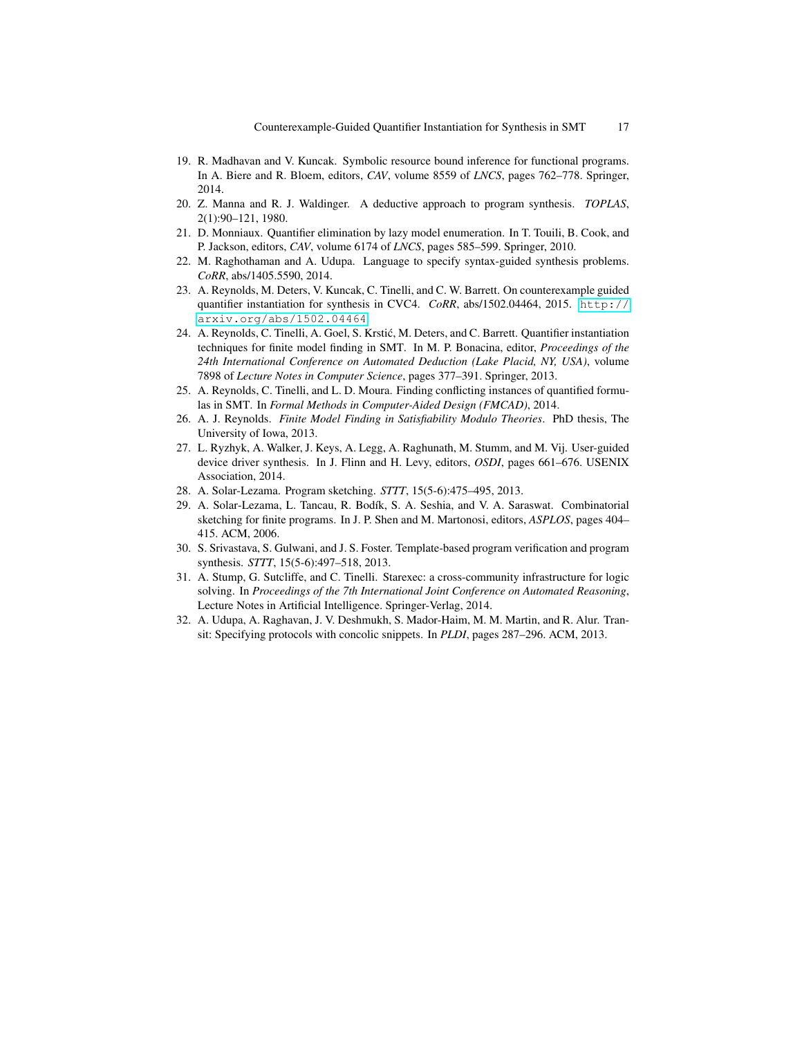19. R. Madhavan and V. Kuncak. Symbolic resource bound inference for functional programs. In A. Biere and R. Bloem, editors, *CAV*, volume 8559 of *LNCS*, pages 762–778. Springer, 2014.
20. Z. Manna and R. J. Waldinger. A deductive approach to program synthesis. *TOPLAS*, 2(1):90–121, 1980.
21. D. Monniaux. Quantifier elimination by lazy model enumeration. In T. Touili, B. Cook, and P. Jackson, editors, *CAV*, volume 6174 of *LNCS*, pages 585–599. Springer, 2010.
22. M. Raghothaman and A. Udupa. Language to specify syntax-guided synthesis problems. *CoRR*, abs/1405.5590, 2014.
23. A. Reynolds, M. Deters, V. Kuncak, C. Tinelli, and C. W. Barrett. On counterexample guided quantifier instantiation for synthesis in CVC4. *CoRR*, abs/1502.04464, 2015. http://arxiv.org/abs/1502.04464
24. A. Reynolds, C. Tinelli, A. Goel, S. Krstić, M. Deters, and C. Barrett. Quantifier instantiation techniques for finite model finding in SMT. In M. P. Bonacina, editor, *Proceedings of the 24th International Conference on Automated Deduction (Lake Placid, NY, USA)*, volume 7898 of *Lecture Notes in Computer Science*, pages 377–391. Springer, 2013.
25. A. Reynolds, C. Tinelli, and L. D. Moura. Finding conflicting instances of quantified formulas in SMT. In *Formal Methods in Computer-Aided Design (FMCAD)*, 2014.
26. A. J. Reynolds. *Finite Model Finding in Satisfiability Modulo Theories*. PhD thesis, The University of Iowa, 2013.
27. L. Ryzhyk, A. Walker, J. Keys, A. Legg, A. Raghunath, M. Stumm, and M. Vij. User-guided device driver synthesis. In J. Flinn and H. Levy, editors, *OSDI*, pages 661–676. USENIX Association, 2014.
28. A. Solar-Lezama. Program sketching. *STTT*, 15(5-6):475–495, 2013.
29. A. Solar-Lezama, L. Tancau, R. Bodík, S. A. Seshia, and V. A. Saraswat. Combinatorial sketching for finite programs. In J. P. Shen and M. Martonosi, editors, *ASPLOS*, pages 404–415. ACM, 2006.
30. S. Srivastava, S. Gulwani, and J. S. Foster. Template-based program verification and program synthesis. *STTT*, 15(5-6):497–518, 2013.
31. A. Stump, G. Sutcliffe, and C. Tinelli. Starexec: a cross-community infrastructure for logic solving. In *Proceedings of the 7th International Joint Conference on Automated Reasoning*, Lecture Notes in Artificial Intelligence. Springer-Verlag, 2014.
32. A. Udupa, A. Raghavan, J. V. Deshmukh, S. Mador-Haim, M. M. Martin, and R. Alur. Transit: Specifying protocols with concolic snippets. In *PLDI*, pages 287–296. ACM, 2013.